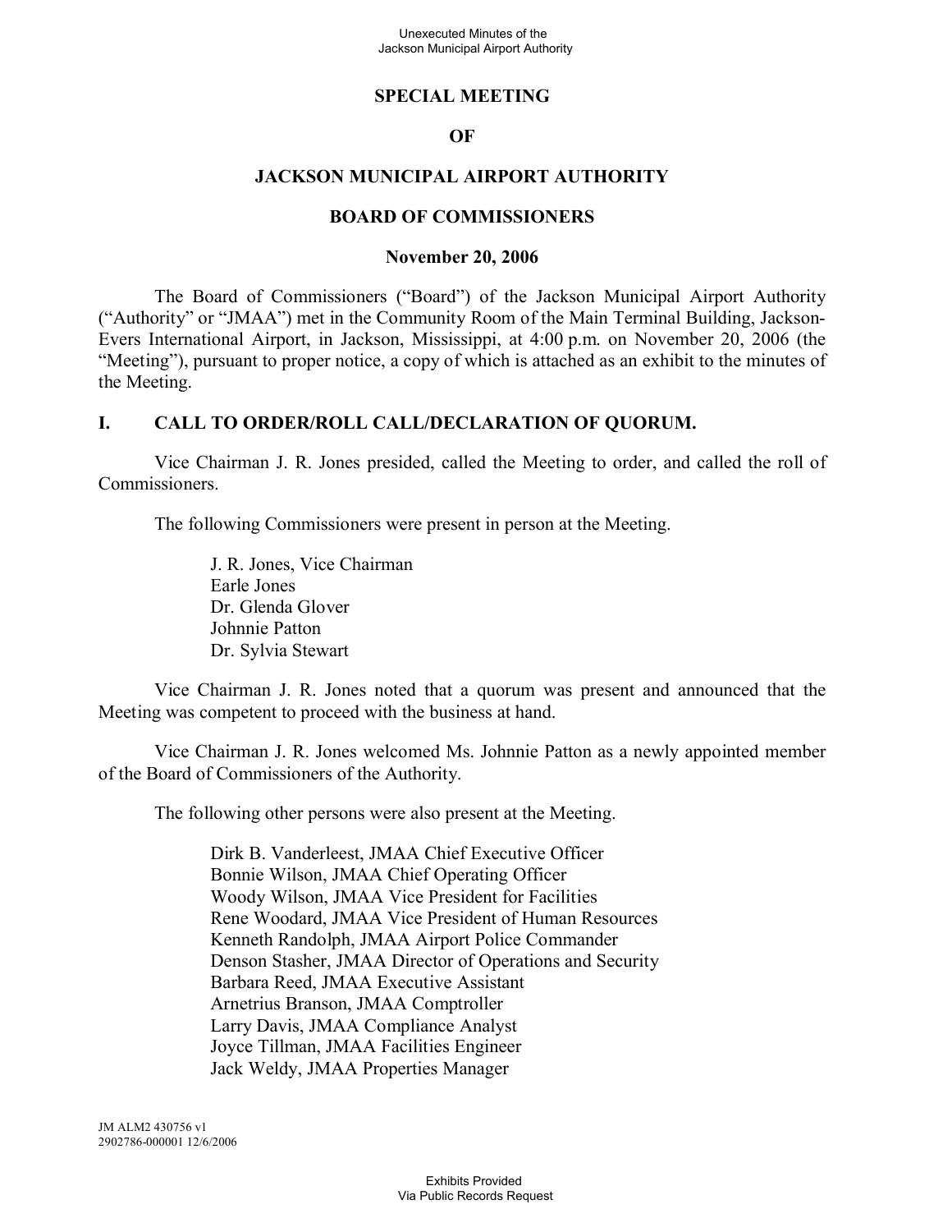# SPECIAL MEETING

# OF

# JACKSON MUNICIPAL AIRPORT AUTHORITY

# BOARD OF COMMISSIONERS

## November 20, 2006

The Board of Commissioners ("Board") of the Jackson Municipal Airport Authority ("Authority" or "JMAA") met in the Community Room of the Main Terminal Building, Jackson-Evers International Airport, in Jackson, Mississippi, at 4:00 p.m. on November 20, 2006 (the "Meeting"), pursuant to proper notice, a copy of which is attached as an exhibit to the minutes of the Meeting.

## I. CALL TO ORDER/ROLL CALL/DECLARATION OF QUORUM.

Vice Chairman J. R. Jones presided, called the Meeting to order, and called the roll of Commissioners.

The following Commissioners were present in person at the Meeting.

J. R. Jones, Vice Chairman
Earle Jones
Dr. Glenda Glover
Johnnie Patton
Dr. Sylvia Stewart

Vice Chairman J. R. Jones noted that a quorum was present and announced that the Meeting was competent to proceed with the business at hand.

Vice Chairman J. R. Jones welcomed Ms. Johnnie Patton as a newly appointed member of the Board of Commissioners of the Authority.

The following other persons were also present at the Meeting.

Dirk B. Vanderleest, JMAA Chief Executive Officer
Bonnie Wilson, JMAA Chief Operating Officer
Woody Wilson, JMAA Vice President for Facilities
Rene Woodard, JMAA Vice President of Human Resources
Kenneth Randolph, JMAA Airport Police Commander
Denson Stasher, JMAA Director of Operations and Security
Barbara Reed, JMAA Executive Assistant
Arnetrius Branson, JMAA Comptroller
Larry Davis, JMAA Compliance Analyst
Joyce Tillman, JMAA Facilities Engineer
Jack Weldy, JMAA Properties Manager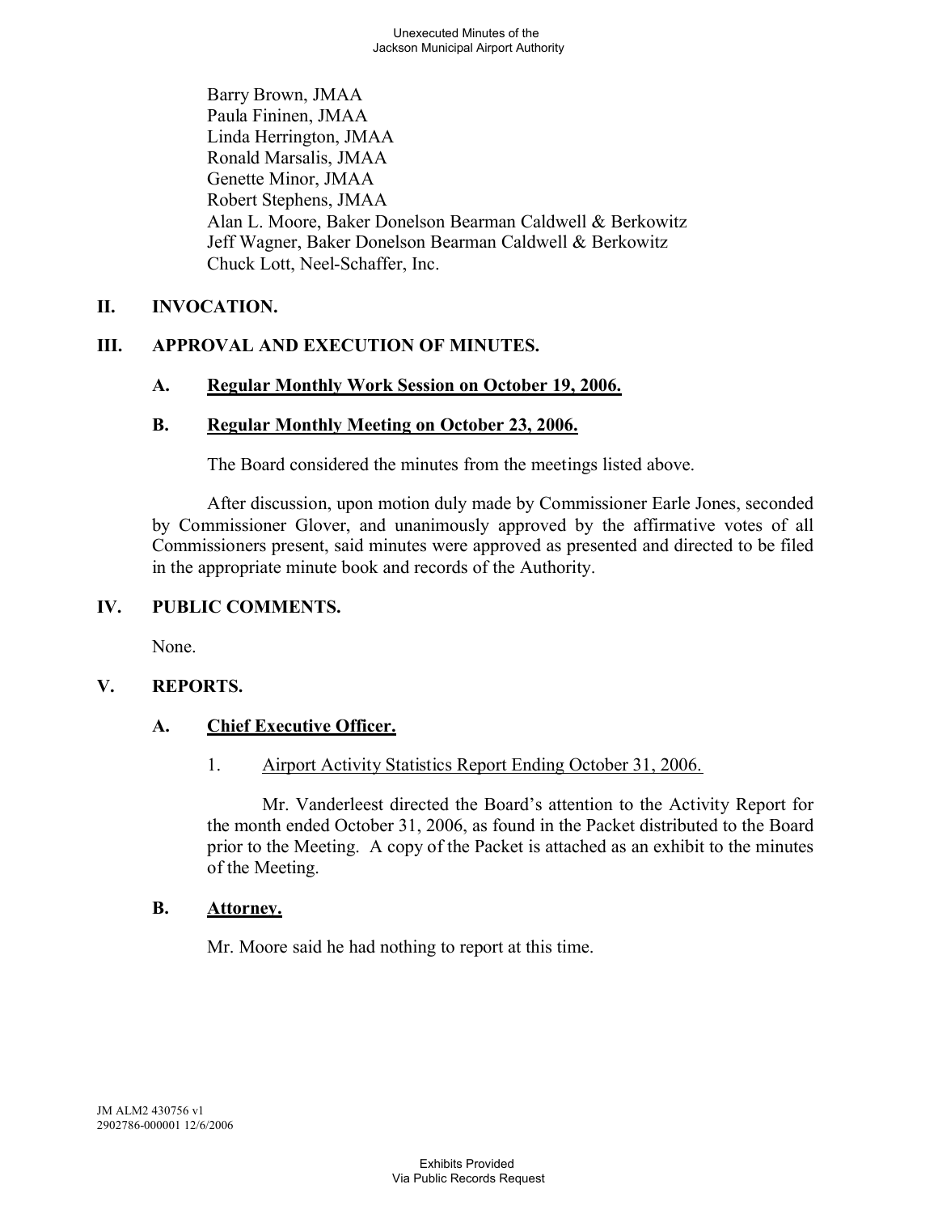Barry Brown, JMAA
Paula Fininen, JMAA
Linda Herrington, JMAA
Ronald Marsalis, JMAA
Genette Minor, JMAA
Robert Stephens, JMAA
Alan L. Moore, Baker Donelson Bearman Caldwell & Berkowitz
Jeff Wagner, Baker Donelson Bearman Caldwell & Berkowitz
Chuck Lott, Neel-Schaffer, Inc.

## II. INVOCATION.

## III. APPROVAL AND EXECUTION OF MINUTES.

### A. Regular Monthly Work Session on October 19, 2006.

### B. Regular Monthly Meeting on October 23, 2006.

The Board considered the minutes from the meetings listed above.

After discussion, upon motion duly made by Commissioner Earle Jones, seconded by Commissioner Glover, and unanimously approved by the affirmative votes of all Commissioners present, said minutes were approved as presented and directed to be filed in the appropriate minute book and records of the Authority.

## IV. PUBLIC COMMENTS.

None.

## V. REPORTS.

### A. Chief Executive Officer.

1. Airport Activity Statistics Report Ending October 31, 2006.

Mr. Vanderleest directed the Board's attention to the Activity Report for the month ended October 31, 2006, as found in the Packet distributed to the Board prior to the Meeting. A copy of the Packet is attached as an exhibit to the minutes of the Meeting.

### B. Attorney.

Mr. Moore said he had nothing to report at this time.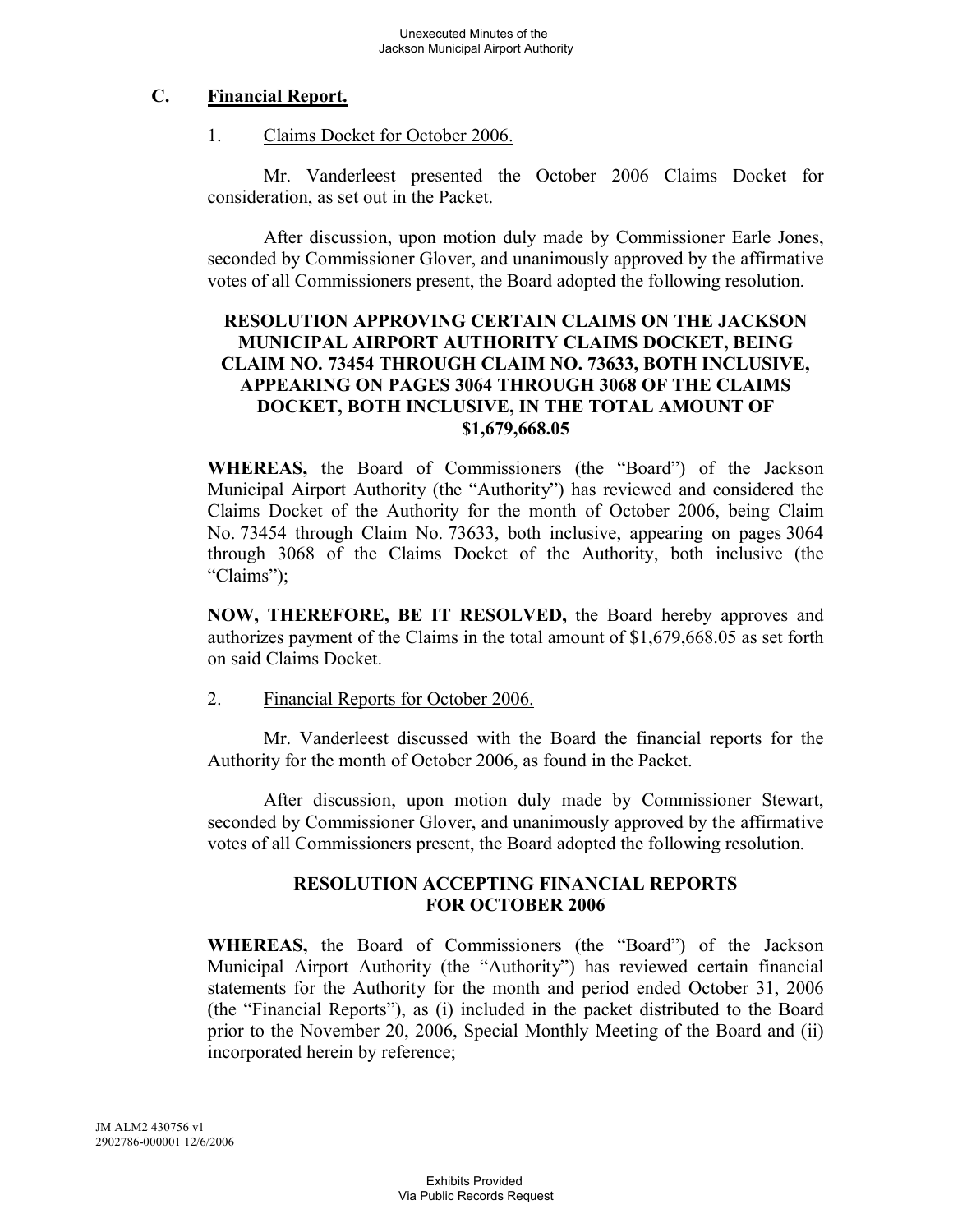## C. Financial Report.

1. Claims Docket for October 2006.

Mr. Vanderleest presented the October 2006 Claims Docket for consideration, as set out in the Packet.

After discussion, upon motion duly made by Commissioner Earle Jones, seconded by Commissioner Glover, and unanimously approved by the affirmative votes of all Commissioners present, the Board adopted the following resolution.

**RESOLUTION APPROVING CERTAIN CLAIMS ON THE JACKSON MUNICIPAL AIRPORT AUTHORITY CLAIMS DOCKET, BEING CLAIM NO. 73454 THROUGH CLAIM NO. 73633, BOTH INCLUSIVE, APPEARING ON PAGES 3064 THROUGH 3068 OF THE CLAIMS DOCKET, BOTH INCLUSIVE, IN THE TOTAL AMOUNT OF $1,679,668.05**

**WHEREAS,** the Board of Commissioners (the "Board") of the Jackson Municipal Airport Authority (the "Authority") has reviewed and considered the Claims Docket of the Authority for the month of October 2006, being Claim No. 73454 through Claim No. 73633, both inclusive, appearing on pages 3064 through 3068 of the Claims Docket of the Authority, both inclusive (the "Claims");

**NOW, THEREFORE, BE IT RESOLVED,** the Board hereby approves and authorizes payment of the Claims in the total amount of $1,679,668.05 as set forth on said Claims Docket.

2. Financial Reports for October 2006.

Mr. Vanderleest discussed with the Board the financial reports for the Authority for the month of October 2006, as found in the Packet.

After discussion, upon motion duly made by Commissioner Stewart, seconded by Commissioner Glover, and unanimously approved by the affirmative votes of all Commissioners present, the Board adopted the following resolution.

**RESOLUTION ACCEPTING FINANCIAL REPORTS FOR OCTOBER 2006**

**WHEREAS,** the Board of Commissioners (the "Board") of the Jackson Municipal Airport Authority (the "Authority") has reviewed certain financial statements for the Authority for the month and period ended October 31, 2006 (the "Financial Reports"), as (i) included in the packet distributed to the Board prior to the November 20, 2006, Special Monthly Meeting of the Board and (ii) incorporated herein by reference;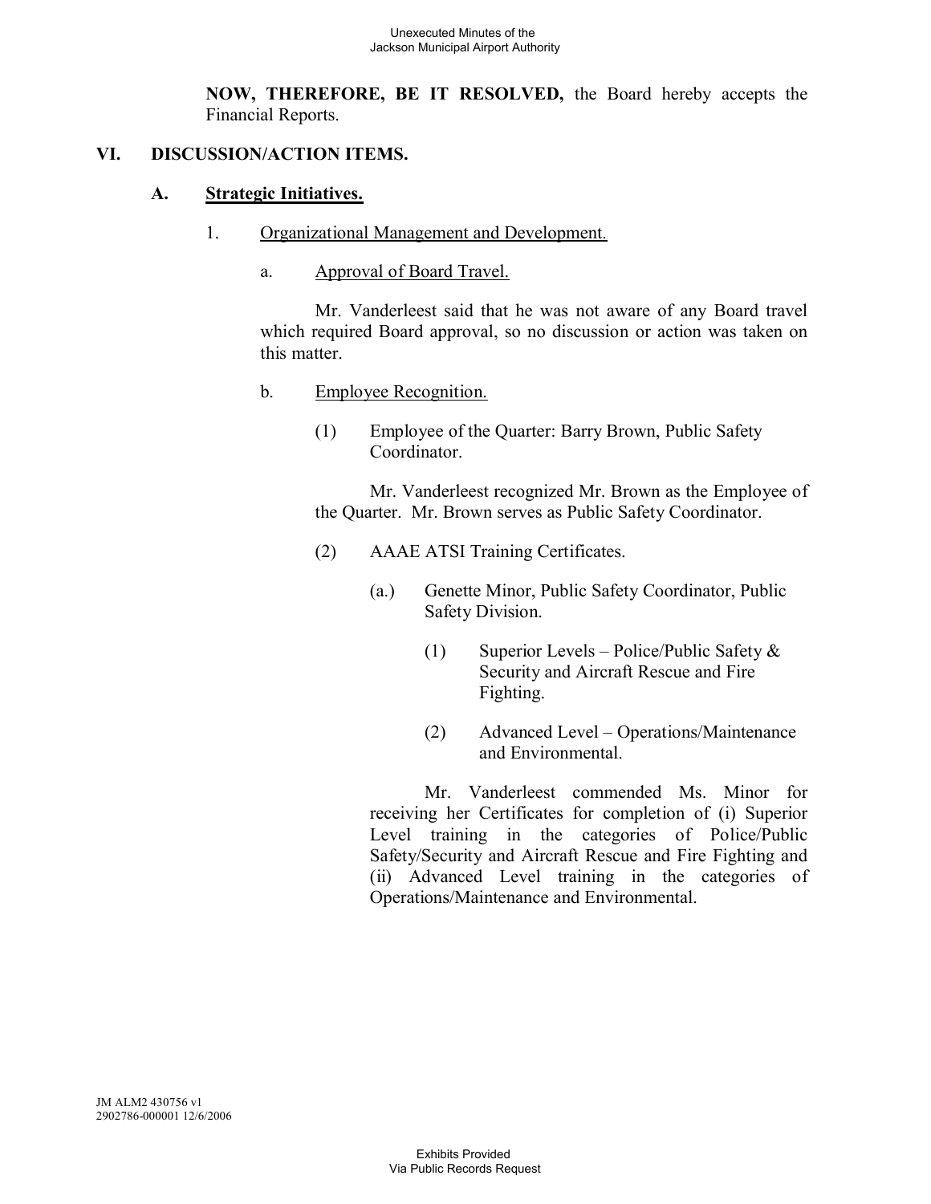**NOW, THEREFORE, BE IT RESOLVED,** the Board hereby accepts the Financial Reports.

## VI. DISCUSSION/ACTION ITEMS.

### A. Strategic Initiatives.

1. Organizational Management and Development.

a. Approval of Board Travel.

Mr. Vanderleest said that he was not aware of any Board travel which required Board approval, so no discussion or action was taken on this matter.

b. Employee Recognition.

(1) Employee of the Quarter: Barry Brown, Public Safety Coordinator.

Mr. Vanderleest recognized Mr. Brown as the Employee of the Quarter. Mr. Brown serves as Public Safety Coordinator.

(2) AAAE ATSI Training Certificates.

(a.) Genette Minor, Public Safety Coordinator, Public Safety Division.

(1) Superior Levels – Police/Public Safety & Security and Aircraft Rescue and Fire Fighting.

(2) Advanced Level – Operations/Maintenance and Environmental.

Mr. Vanderleest commended Ms. Minor for receiving her Certificates for completion of (i) Superior Level training in the categories of Police/Public Safety/Security and Aircraft Rescue and Fire Fighting and (ii) Advanced Level training in the categories of Operations/Maintenance and Environmental.

JM ALM2 430756 v1
2902786-000001 12/6/2006

Exhibits Provided
Via Public Records Request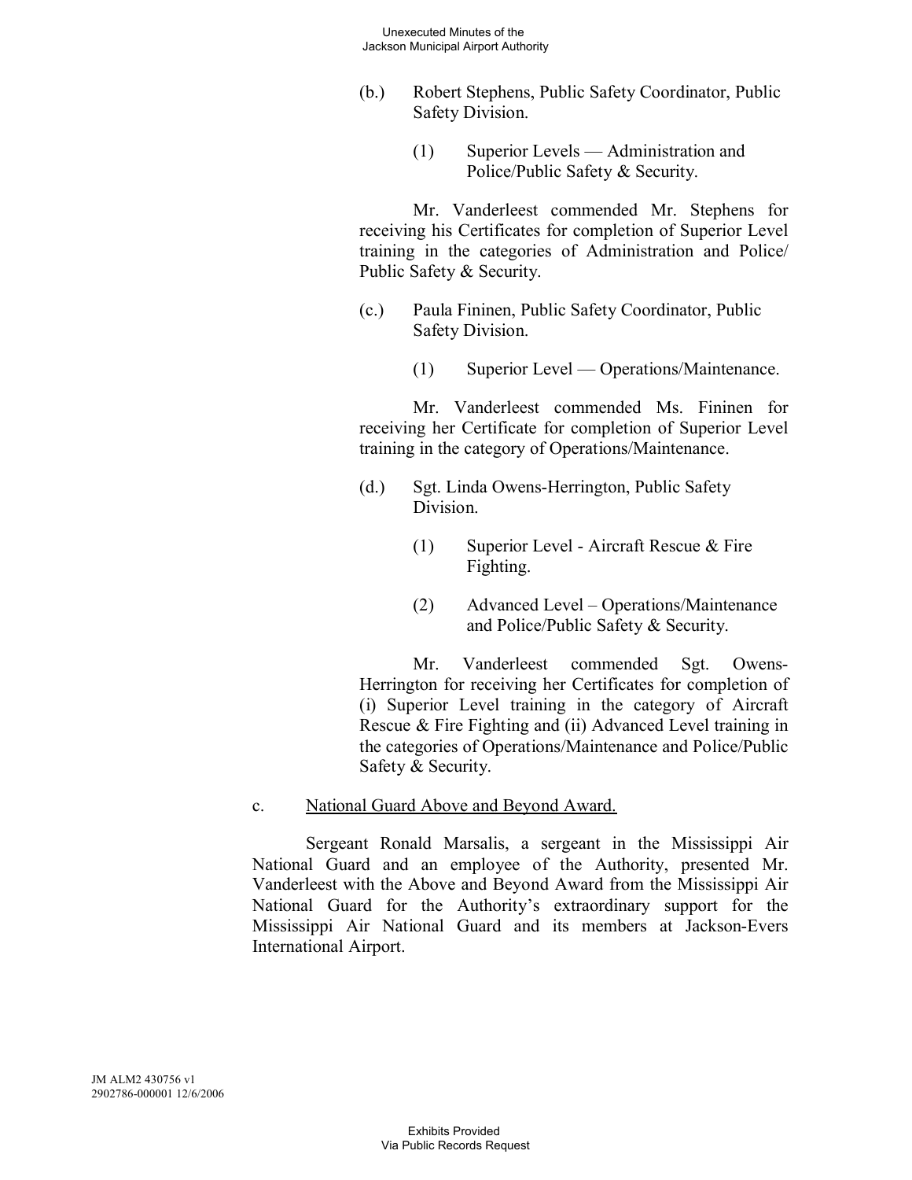(b.) Robert Stephens, Public Safety Coordinator, Public Safety Division.

(1) Superior Levels — Administration and Police/Public Safety & Security.

Mr. Vanderleest commended Mr. Stephens for receiving his Certificates for completion of Superior Level training in the categories of Administration and Police/ Public Safety & Security.

(c.) Paula Fininen, Public Safety Coordinator, Public Safety Division.

(1) Superior Level — Operations/Maintenance.

Mr. Vanderleest commended Ms. Fininen for receiving her Certificate for completion of Superior Level training in the category of Operations/Maintenance.

(d.) Sgt. Linda Owens-Herrington, Public Safety Division.

(1) Superior Level - Aircraft Rescue & Fire Fighting.

(2) Advanced Level – Operations/Maintenance and Police/Public Safety & Security.

Mr. Vanderleest commended Sgt. Owens-Herrington for receiving her Certificates for completion of (i) Superior Level training in the category of Aircraft Rescue & Fire Fighting and (ii) Advanced Level training in the categories of Operations/Maintenance and Police/Public Safety & Security.

c. <u>National Guard Above and Beyond Award.</u>

Sergeant Ronald Marsalis, a sergeant in the Mississippi Air National Guard and an employee of the Authority, presented Mr. Vanderleest with the Above and Beyond Award from the Mississippi Air National Guard for the Authority's extraordinary support for the Mississippi Air National Guard and its members at Jackson-Evers International Airport.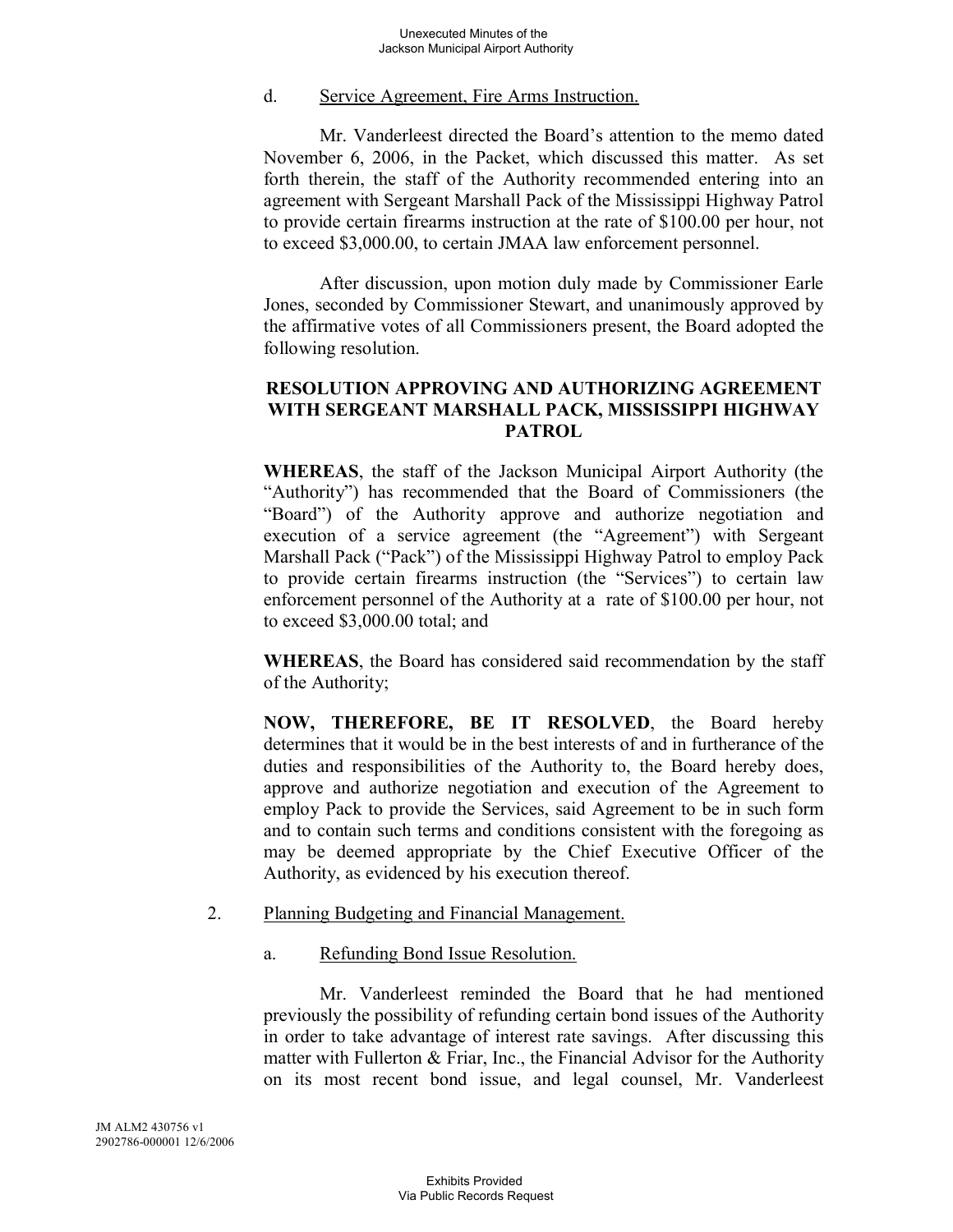d. Service Agreement, Fire Arms Instruction.

Mr. Vanderleest directed the Board's attention to the memo dated November 6, 2006, in the Packet, which discussed this matter. As set forth therein, the staff of the Authority recommended entering into an agreement with Sergeant Marshall Pack of the Mississippi Highway Patrol to provide certain firearms instruction at the rate of $100.00 per hour, not to exceed $3,000.00, to certain JMAA law enforcement personnel.

After discussion, upon motion duly made by Commissioner Earle Jones, seconded by Commissioner Stewart, and unanimously approved by the affirmative votes of all Commissioners present, the Board adopted the following resolution.

**RESOLUTION APPROVING AND AUTHORIZING AGREEMENT WITH SERGEANT MARSHALL PACK, MISSISSIPPI HIGHWAY PATROL**

**WHEREAS**, the staff of the Jackson Municipal Airport Authority (the "Authority") has recommended that the Board of Commissioners (the "Board") of the Authority approve and authorize negotiation and execution of a service agreement (the "Agreement") with Sergeant Marshall Pack ("Pack") of the Mississippi Highway Patrol to employ Pack to provide certain firearms instruction (the "Services") to certain law enforcement personnel of the Authority at a rate of $100.00 per hour, not to exceed $3,000.00 total; and

**WHEREAS**, the Board has considered said recommendation by the staff of the Authority;

**NOW, THEREFORE, BE IT RESOLVED**, the Board hereby determines that it would be in the best interests of and in furtherance of the duties and responsibilities of the Authority to, the Board hereby does, approve and authorize negotiation and execution of the Agreement to employ Pack to provide the Services, said Agreement to be in such form and to contain such terms and conditions consistent with the foregoing as may be deemed appropriate by the Chief Executive Officer of the Authority, as evidenced by his execution thereof.

2. Planning Budgeting and Financial Management.

a. Refunding Bond Issue Resolution.

Mr. Vanderleest reminded the Board that he had mentioned previously the possibility of refunding certain bond issues of the Authority in order to take advantage of interest rate savings. After discussing this matter with Fullerton & Friar, Inc., the Financial Advisor for the Authority on its most recent bond issue, and legal counsel, Mr. Vanderleest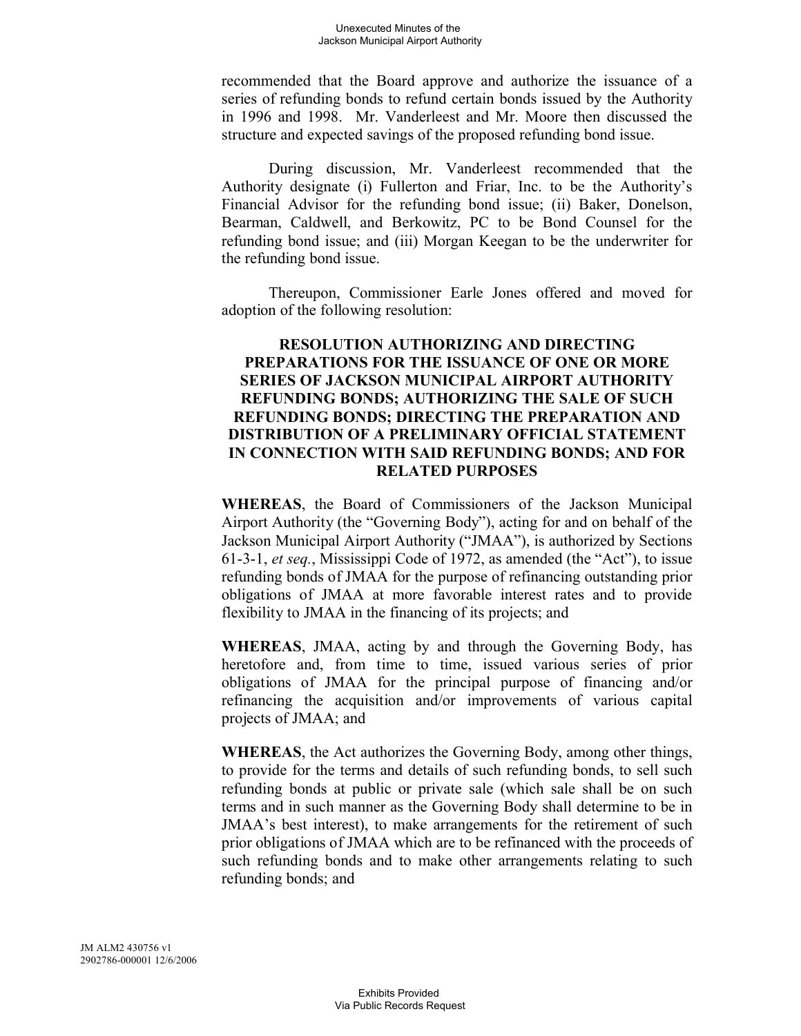recommended that the Board approve and authorize the issuance of a series of refunding bonds to refund certain bonds issued by the Authority in 1996 and 1998. Mr. Vanderleest and Mr. Moore then discussed the structure and expected savings of the proposed refunding bond issue.

During discussion, Mr. Vanderleest recommended that the Authority designate (i) Fullerton and Friar, Inc. to be the Authority's Financial Advisor for the refunding bond issue; (ii) Baker, Donelson, Bearman, Caldwell, and Berkowitz, PC to be Bond Counsel for the refunding bond issue; and (iii) Morgan Keegan to be the underwriter for the refunding bond issue.

Thereupon, Commissioner Earle Jones offered and moved for adoption of the following resolution:

**RESOLUTION AUTHORIZING AND DIRECTING PREPARATIONS FOR THE ISSUANCE OF ONE OR MORE SERIES OF JACKSON MUNICIPAL AIRPORT AUTHORITY REFUNDING BONDS; AUTHORIZING THE SALE OF SUCH REFUNDING BONDS; DIRECTING THE PREPARATION AND DISTRIBUTION OF A PRELIMINARY OFFICIAL STATEMENT IN CONNECTION WITH SAID REFUNDING BONDS; AND FOR RELATED PURPOSES**

**WHEREAS**, the Board of Commissioners of the Jackson Municipal Airport Authority (the "Governing Body"), acting for and on behalf of the Jackson Municipal Airport Authority ("JMAA"), is authorized by Sections 61-3-1, *et seq.*, Mississippi Code of 1972, as amended (the "Act"), to issue refunding bonds of JMAA for the purpose of refinancing outstanding prior obligations of JMAA at more favorable interest rates and to provide flexibility to JMAA in the financing of its projects; and

**WHEREAS**, JMAA, acting by and through the Governing Body, has heretofore and, from time to time, issued various series of prior obligations of JMAA for the principal purpose of financing and/or refinancing the acquisition and/or improvements of various capital projects of JMAA; and

**WHEREAS**, the Act authorizes the Governing Body, among other things, to provide for the terms and details of such refunding bonds, to sell such refunding bonds at public or private sale (which sale shall be on such terms and in such manner as the Governing Body shall determine to be in JMAA's best interest), to make arrangements for the retirement of such prior obligations of JMAA which are to be refinanced with the proceeds of such refunding bonds and to make other arrangements relating to such refunding bonds; and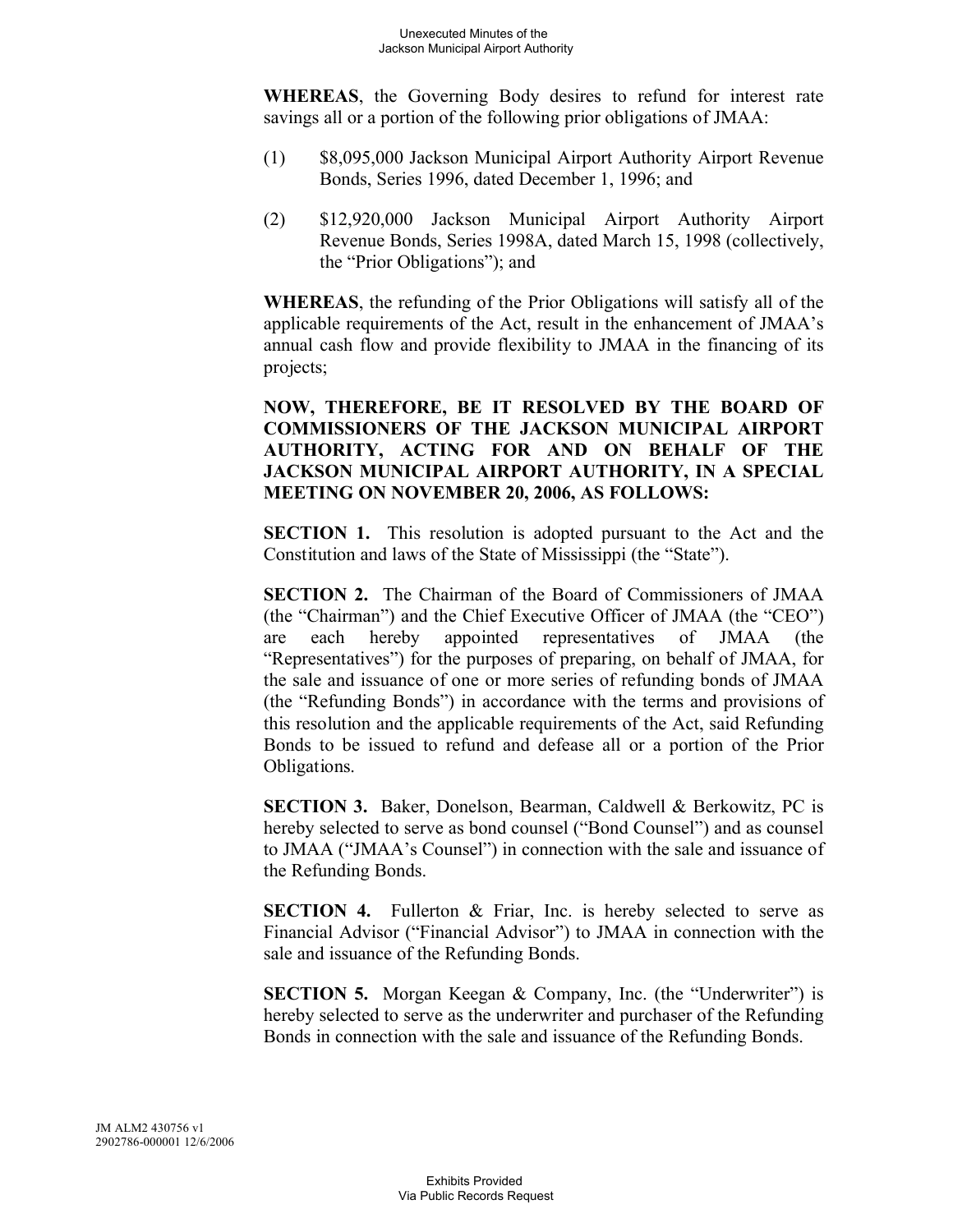**WHEREAS**, the Governing Body desires to refund for interest rate savings all or a portion of the following prior obligations of JMAA:

(1) $8,095,000 Jackson Municipal Airport Authority Airport Revenue Bonds, Series 1996, dated December 1, 1996; and

(2) $12,920,000 Jackson Municipal Airport Authority Airport Revenue Bonds, Series 1998A, dated March 15, 1998 (collectively, the "Prior Obligations"); and

**WHEREAS**, the refunding of the Prior Obligations will satisfy all of the applicable requirements of the Act, result in the enhancement of JMAA's annual cash flow and provide flexibility to JMAA in the financing of its projects;

**NOW, THEREFORE, BE IT RESOLVED BY THE BOARD OF COMMISSIONERS OF THE JACKSON MUNICIPAL AIRPORT AUTHORITY, ACTING FOR AND ON BEHALF OF THE JACKSON MUNICIPAL AIRPORT AUTHORITY, IN A SPECIAL MEETING ON NOVEMBER 20, 2006, AS FOLLOWS:**

**SECTION 1.** This resolution is adopted pursuant to the Act and the Constitution and laws of the State of Mississippi (the "State").

**SECTION 2.** The Chairman of the Board of Commissioners of JMAA (the "Chairman") and the Chief Executive Officer of JMAA (the "CEO") are each hereby appointed representatives of JMAA (the "Representatives") for the purposes of preparing, on behalf of JMAA, for the sale and issuance of one or more series of refunding bonds of JMAA (the "Refunding Bonds") in accordance with the terms and provisions of this resolution and the applicable requirements of the Act, said Refunding Bonds to be issued to refund and defease all or a portion of the Prior Obligations.

**SECTION 3.** Baker, Donelson, Bearman, Caldwell & Berkowitz, PC is hereby selected to serve as bond counsel ("Bond Counsel") and as counsel to JMAA ("JMAA's Counsel") in connection with the sale and issuance of the Refunding Bonds.

**SECTION 4.** Fullerton & Friar, Inc. is hereby selected to serve as Financial Advisor ("Financial Advisor") to JMAA in connection with the sale and issuance of the Refunding Bonds.

**SECTION 5.** Morgan Keegan & Company, Inc. (the "Underwriter") is hereby selected to serve as the underwriter and purchaser of the Refunding Bonds in connection with the sale and issuance of the Refunding Bonds.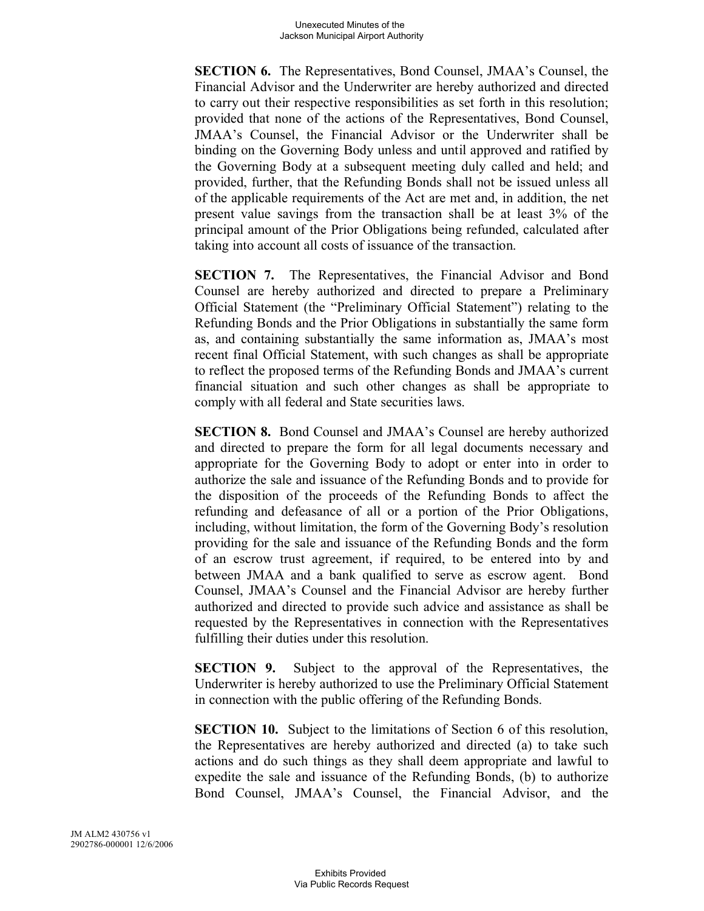**SECTION 6.** The Representatives, Bond Counsel, JMAA's Counsel, the Financial Advisor and the Underwriter are hereby authorized and directed to carry out their respective responsibilities as set forth in this resolution; provided that none of the actions of the Representatives, Bond Counsel, JMAA's Counsel, the Financial Advisor or the Underwriter shall be binding on the Governing Body unless and until approved and ratified by the Governing Body at a subsequent meeting duly called and held; and provided, further, that the Refunding Bonds shall not be issued unless all of the applicable requirements of the Act are met and, in addition, the net present value savings from the transaction shall be at least 3% of the principal amount of the Prior Obligations being refunded, calculated after taking into account all costs of issuance of the transaction.

**SECTION 7.** The Representatives, the Financial Advisor and Bond Counsel are hereby authorized and directed to prepare a Preliminary Official Statement (the "Preliminary Official Statement") relating to the Refunding Bonds and the Prior Obligations in substantially the same form as, and containing substantially the same information as, JMAA's most recent final Official Statement, with such changes as shall be appropriate to reflect the proposed terms of the Refunding Bonds and JMAA's current financial situation and such other changes as shall be appropriate to comply with all federal and State securities laws.

**SECTION 8.** Bond Counsel and JMAA's Counsel are hereby authorized and directed to prepare the form for all legal documents necessary and appropriate for the Governing Body to adopt or enter into in order to authorize the sale and issuance of the Refunding Bonds and to provide for the disposition of the proceeds of the Refunding Bonds to affect the refunding and defeasance of all or a portion of the Prior Obligations, including, without limitation, the form of the Governing Body's resolution providing for the sale and issuance of the Refunding Bonds and the form of an escrow trust agreement, if required, to be entered into by and between JMAA and a bank qualified to serve as escrow agent. Bond Counsel, JMAA's Counsel and the Financial Advisor are hereby further authorized and directed to provide such advice and assistance as shall be requested by the Representatives in connection with the Representatives fulfilling their duties under this resolution.

**SECTION 9.** Subject to the approval of the Representatives, the Underwriter is hereby authorized to use the Preliminary Official Statement in connection with the public offering of the Refunding Bonds.

**SECTION 10.** Subject to the limitations of Section 6 of this resolution, the Representatives are hereby authorized and directed (a) to take such actions and do such things as they shall deem appropriate and lawful to expedite the sale and issuance of the Refunding Bonds, (b) to authorize Bond Counsel, JMAA's Counsel, the Financial Advisor, and the

JM ALM2 430756 v1
2902786-000001 12/6/2006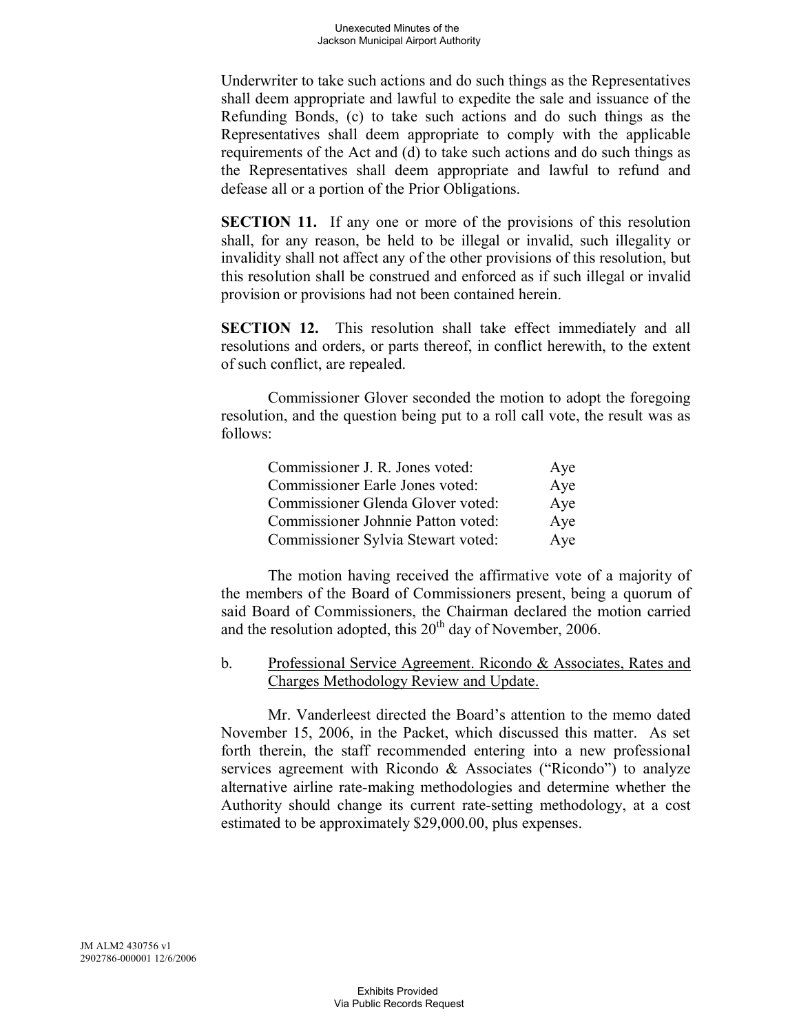Underwriter to take such actions and do such things as the Representatives shall deem appropriate and lawful to expedite the sale and issuance of the Refunding Bonds, (c) to take such actions and do such things as the Representatives shall deem appropriate to comply with the applicable requirements of the Act and (d) to take such actions and do such things as the Representatives shall deem appropriate and lawful to refund and defease all or a portion of the Prior Obligations.

**SECTION 11.** If any one or more of the provisions of this resolution shall, for any reason, be held to be illegal or invalid, such illegality or invalidity shall not affect any of the other provisions of this resolution, but this resolution shall be construed and enforced as if such illegal or invalid provision or provisions had not been contained herein.

**SECTION 12.** This resolution shall take effect immediately and all resolutions and orders, or parts thereof, in conflict herewith, to the extent of such conflict, are repealed.

Commissioner Glover seconded the motion to adopt the foregoing resolution, and the question being put to a roll call vote, the result was as follows:

| | |
|---|---|
| Commissioner J. R. Jones voted: | Aye |
| Commissioner Earle Jones voted: | Aye |
| Commissioner Glenda Glover voted: | Aye |
| Commissioner Johnnie Patton voted: | Aye |
| Commissioner Sylvia Stewart voted: | Aye |

The motion having received the affirmative vote of a majority of the members of the Board of Commissioners present, being a quorum of said Board of Commissioners, the Chairman declared the motion carried and the resolution adopted, this 20th day of November, 2006.

b. Professional Service Agreement. Ricondo & Associates, Rates and Charges Methodology Review and Update.

Mr. Vanderleest directed the Board's attention to the memo dated November 15, 2006, in the Packet, which discussed this matter. As set forth therein, the staff recommended entering into a new professional services agreement with Ricondo & Associates ("Ricondo") to analyze alternative airline rate-making methodologies and determine whether the Authority should change its current rate-setting methodology, at a cost estimated to be approximately $29,000.00, plus expenses.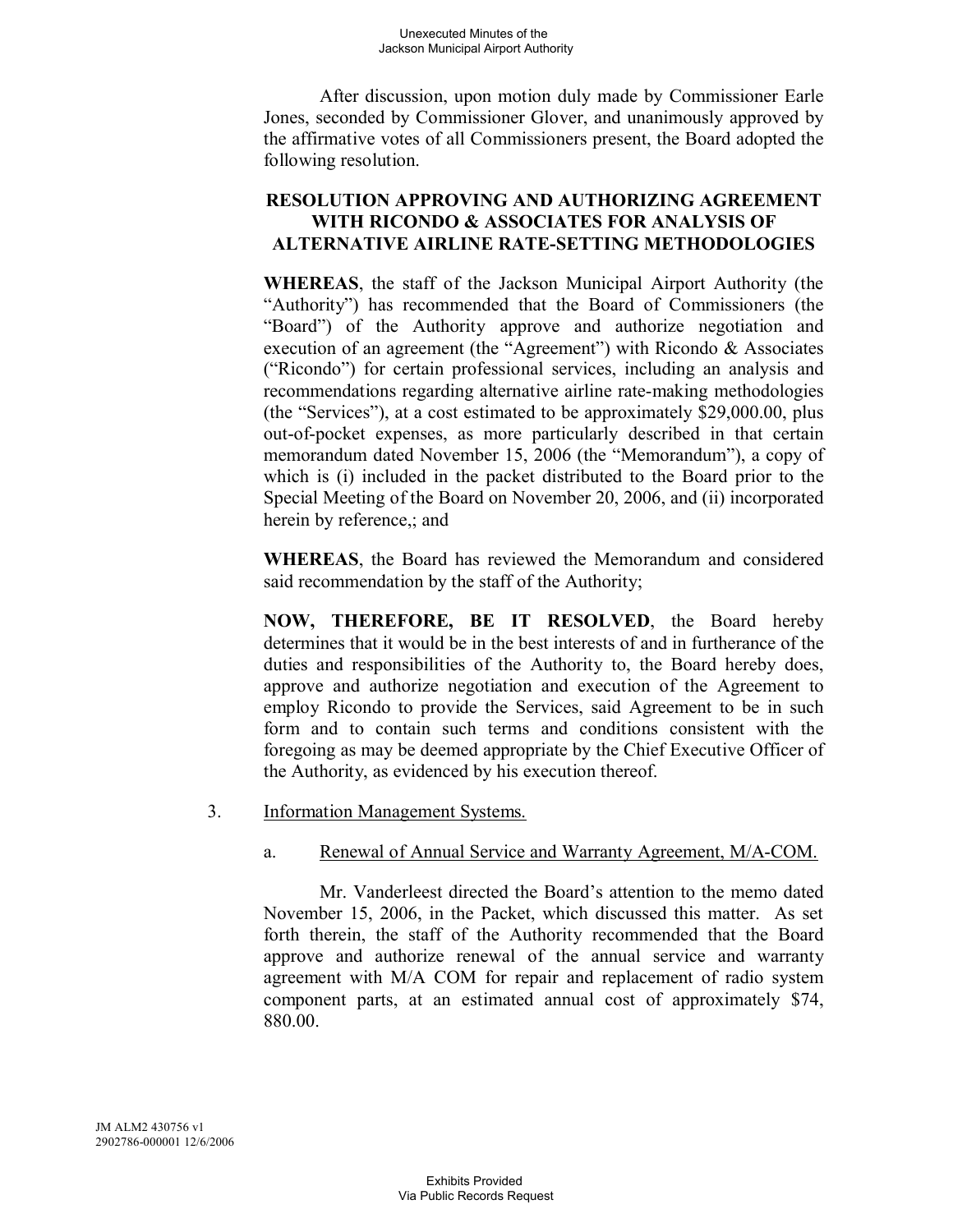After discussion, upon motion duly made by Commissioner Earle Jones, seconded by Commissioner Glover, and unanimously approved by the affirmative votes of all Commissioners present, the Board adopted the following resolution.

**RESOLUTION APPROVING AND AUTHORIZING AGREEMENT WITH RICONDO & ASSOCIATES FOR ANALYSIS OF ALTERNATIVE AIRLINE RATE-SETTING METHODOLOGIES**

**WHEREAS**, the staff of the Jackson Municipal Airport Authority (the "Authority") has recommended that the Board of Commissioners (the "Board") of the Authority approve and authorize negotiation and execution of an agreement (the "Agreement") with Ricondo & Associates ("Ricondo") for certain professional services, including an analysis and recommendations regarding alternative airline rate-making methodologies (the "Services"), at a cost estimated to be approximately $29,000.00, plus out-of-pocket expenses, as more particularly described in that certain memorandum dated November 15, 2006 (the "Memorandum"), a copy of which is (i) included in the packet distributed to the Board prior to the Special Meeting of the Board on November 20, 2006, and (ii) incorporated herein by reference,; and

**WHEREAS**, the Board has reviewed the Memorandum and considered said recommendation by the staff of the Authority;

**NOW, THEREFORE, BE IT RESOLVED**, the Board hereby determines that it would be in the best interests of and in furtherance of the duties and responsibilities of the Authority to, the Board hereby does, approve and authorize negotiation and execution of the Agreement to employ Ricondo to provide the Services, said Agreement to be in such form and to contain such terms and conditions consistent with the foregoing as may be deemed appropriate by the Chief Executive Officer of the Authority, as evidenced by his execution thereof.

3. Information Management Systems.

   a. Renewal of Annual Service and Warranty Agreement, M/A-COM.

Mr. Vanderleest directed the Board's attention to the memo dated November 15, 2006, in the Packet, which discussed this matter. As set forth therein, the staff of the Authority recommended that the Board approve and authorize renewal of the annual service and warranty agreement with M/A COM for repair and replacement of radio system component parts, at an estimated annual cost of approximately $74, 880.00.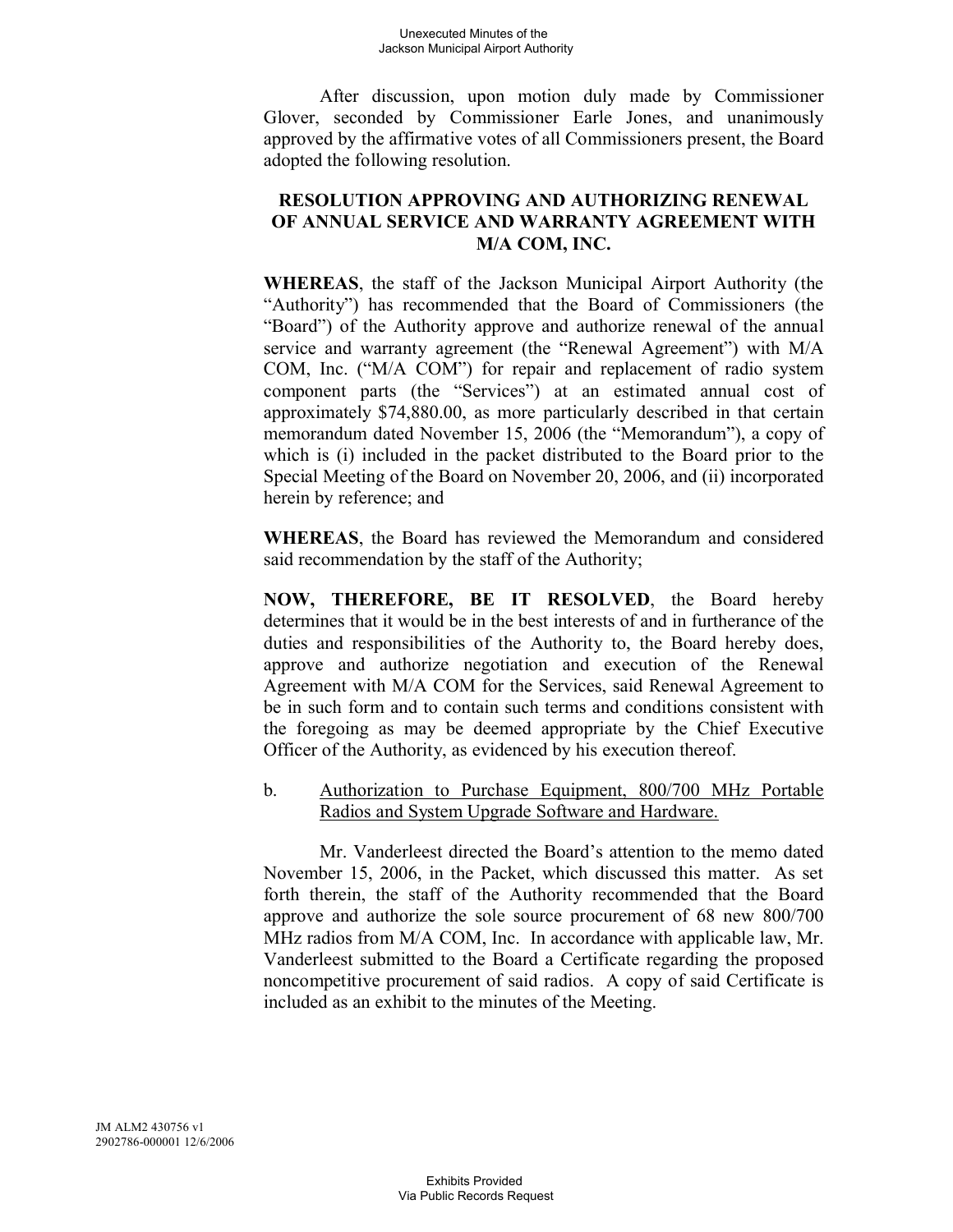After discussion, upon motion duly made by Commissioner Glover, seconded by Commissioner Earle Jones, and unanimously approved by the affirmative votes of all Commissioners present, the Board adopted the following resolution.

**RESOLUTION APPROVING AND AUTHORIZING RENEWAL OF ANNUAL SERVICE AND WARRANTY AGREEMENT WITH M/A COM, INC.**

**WHEREAS**, the staff of the Jackson Municipal Airport Authority (the "Authority") has recommended that the Board of Commissioners (the "Board") of the Authority approve and authorize renewal of the annual service and warranty agreement (the "Renewal Agreement") with M/A COM, Inc. ("M/A COM") for repair and replacement of radio system component parts (the "Services") at an estimated annual cost of approximately $74,880.00, as more particularly described in that certain memorandum dated November 15, 2006 (the "Memorandum"), a copy of which is (i) included in the packet distributed to the Board prior to the Special Meeting of the Board on November 20, 2006, and (ii) incorporated herein by reference; and

**WHEREAS**, the Board has reviewed the Memorandum and considered said recommendation by the staff of the Authority;

**NOW, THEREFORE, BE IT RESOLVED**, the Board hereby determines that it would be in the best interests of and in furtherance of the duties and responsibilities of the Authority to, the Board hereby does, approve and authorize negotiation and execution of the Renewal Agreement with M/A COM for the Services, said Renewal Agreement to be in such form and to contain such terms and conditions consistent with the foregoing as may be deemed appropriate by the Chief Executive Officer of the Authority, as evidenced by his execution thereof.

b. Authorization to Purchase Equipment, 800/700 MHz Portable Radios and System Upgrade Software and Hardware.

Mr. Vanderleest directed the Board's attention to the memo dated November 15, 2006, in the Packet, which discussed this matter. As set forth therein, the staff of the Authority recommended that the Board approve and authorize the sole source procurement of 68 new 800/700 MHz radios from M/A COM, Inc. In accordance with applicable law, Mr. Vanderleest submitted to the Board a Certificate regarding the proposed noncompetitive procurement of said radios. A copy of said Certificate is included as an exhibit to the minutes of the Meeting.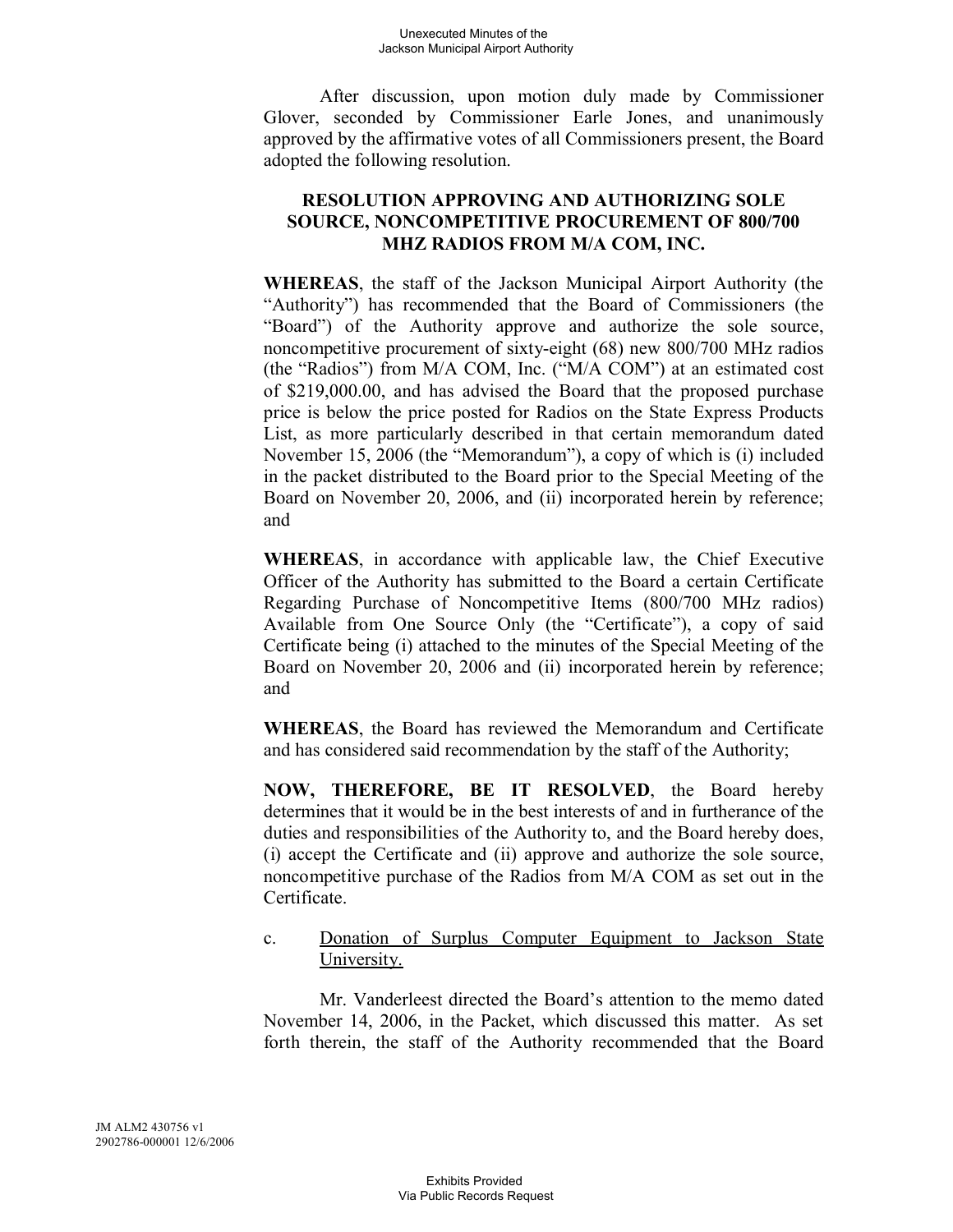After discussion, upon motion duly made by Commissioner Glover, seconded by Commissioner Earle Jones, and unanimously approved by the affirmative votes of all Commissioners present, the Board adopted the following resolution.

**RESOLUTION APPROVING AND AUTHORIZING SOLE SOURCE, NONCOMPETITIVE PROCUREMENT OF 800/700 MHZ RADIOS FROM M/A COM, INC.**

**WHEREAS**, the staff of the Jackson Municipal Airport Authority (the "Authority") has recommended that the Board of Commissioners (the "Board") of the Authority approve and authorize the sole source, noncompetitive procurement of sixty-eight (68) new 800/700 MHz radios (the "Radios") from M/A COM, Inc. ("M/A COM") at an estimated cost of $219,000.00, and has advised the Board that the proposed purchase price is below the price posted for Radios on the State Express Products List, as more particularly described in that certain memorandum dated November 15, 2006 (the "Memorandum"), a copy of which is (i) included in the packet distributed to the Board prior to the Special Meeting of the Board on November 20, 2006, and (ii) incorporated herein by reference; and

**WHEREAS**, in accordance with applicable law, the Chief Executive Officer of the Authority has submitted to the Board a certain Certificate Regarding Purchase of Noncompetitive Items (800/700 MHz radios) Available from One Source Only (the "Certificate"), a copy of said Certificate being (i) attached to the minutes of the Special Meeting of the Board on November 20, 2006 and (ii) incorporated herein by reference; and

**WHEREAS**, the Board has reviewed the Memorandum and Certificate and has considered said recommendation by the staff of the Authority;

**NOW, THEREFORE, BE IT RESOLVED**, the Board hereby determines that it would be in the best interests of and in furtherance of the duties and responsibilities of the Authority to, and the Board hereby does, (i) accept the Certificate and (ii) approve and authorize the sole source, noncompetitive purchase of the Radios from M/A COM as set out in the Certificate.

c. Donation of Surplus Computer Equipment to Jackson State University.

Mr. Vanderleest directed the Board's attention to the memo dated November 14, 2006, in the Packet, which discussed this matter. As set forth therein, the staff of the Authority recommended that the Board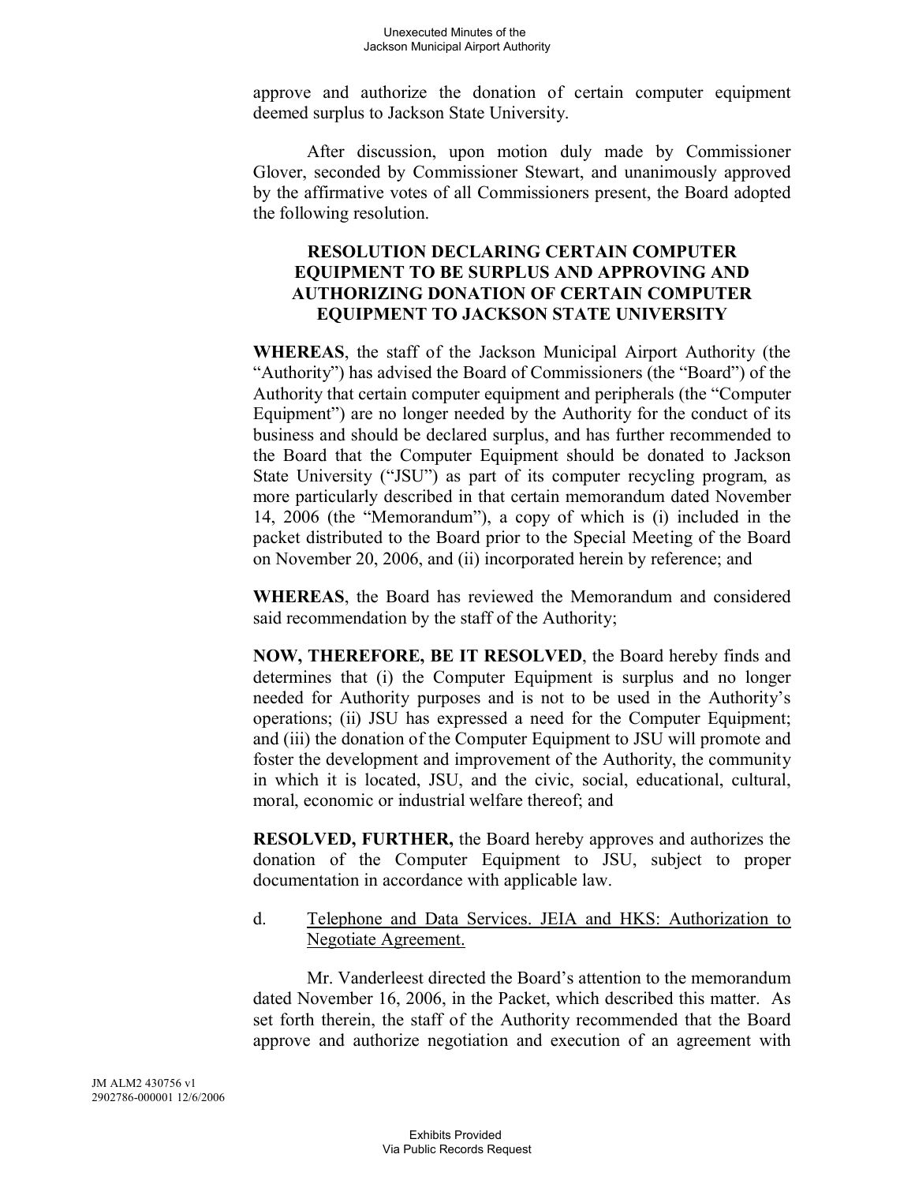approve and authorize the donation of certain computer equipment deemed surplus to Jackson State University.

After discussion, upon motion duly made by Commissioner Glover, seconded by Commissioner Stewart, and unanimously approved by the affirmative votes of all Commissioners present, the Board adopted the following resolution.

**RESOLUTION DECLARING CERTAIN COMPUTER EQUIPMENT TO BE SURPLUS AND APPROVING AND AUTHORIZING DONATION OF CERTAIN COMPUTER EQUIPMENT TO JACKSON STATE UNIVERSITY**

**WHEREAS**, the staff of the Jackson Municipal Airport Authority (the "Authority") has advised the Board of Commissioners (the "Board") of the Authority that certain computer equipment and peripherals (the "Computer Equipment") are no longer needed by the Authority for the conduct of its business and should be declared surplus, and has further recommended to the Board that the Computer Equipment should be donated to Jackson State University ("JSU") as part of its computer recycling program, as more particularly described in that certain memorandum dated November 14, 2006 (the "Memorandum"), a copy of which is (i) included in the packet distributed to the Board prior to the Special Meeting of the Board on November 20, 2006, and (ii) incorporated herein by reference; and

**WHEREAS**, the Board has reviewed the Memorandum and considered said recommendation by the staff of the Authority;

**NOW, THEREFORE, BE IT RESOLVED**, the Board hereby finds and determines that (i) the Computer Equipment is surplus and no longer needed for Authority purposes and is not to be used in the Authority's operations; (ii) JSU has expressed a need for the Computer Equipment; and (iii) the donation of the Computer Equipment to JSU will promote and foster the development and improvement of the Authority, the community in which it is located, JSU, and the civic, social, educational, cultural, moral, economic or industrial welfare thereof; and

**RESOLVED, FURTHER,** the Board hereby approves and authorizes the donation of the Computer Equipment to JSU, subject to proper documentation in accordance with applicable law.

d. Telephone and Data Services. JEIA and HKS: Authorization to Negotiate Agreement.

Mr. Vanderleest directed the Board's attention to the memorandum dated November 16, 2006, in the Packet, which described this matter. As set forth therein, the staff of the Authority recommended that the Board approve and authorize negotiation and execution of an agreement with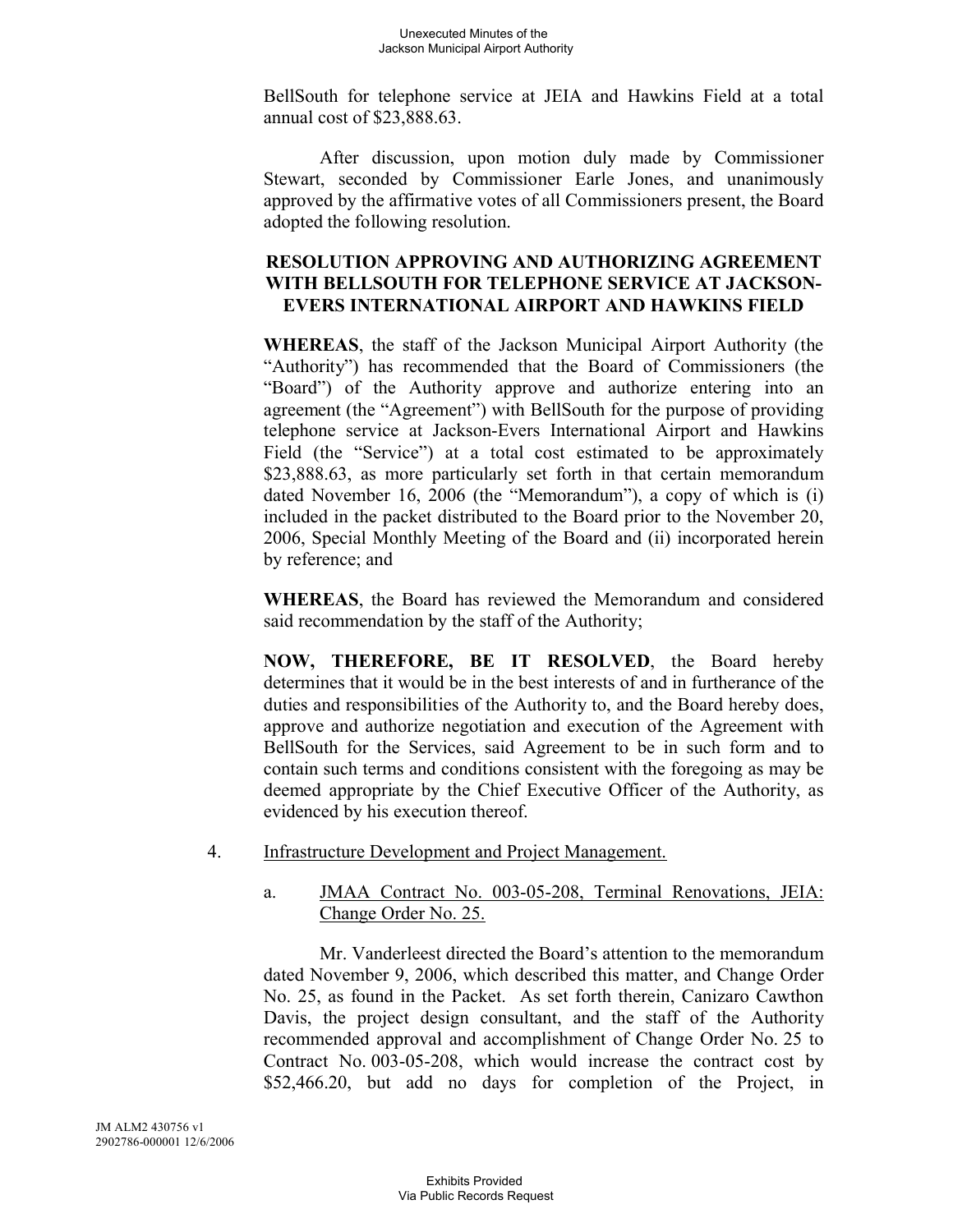BellSouth for telephone service at JEIA and Hawkins Field at a total annual cost of $23,888.63.

After discussion, upon motion duly made by Commissioner Stewart, seconded by Commissioner Earle Jones, and unanimously approved by the affirmative votes of all Commissioners present, the Board adopted the following resolution.

**RESOLUTION APPROVING AND AUTHORIZING AGREEMENT WITH BELLSOUTH FOR TELEPHONE SERVICE AT JACKSON-EVERS INTERNATIONAL AIRPORT AND HAWKINS FIELD**

**WHEREAS**, the staff of the Jackson Municipal Airport Authority (the "Authority") has recommended that the Board of Commissioners (the "Board") of the Authority approve and authorize entering into an agreement (the "Agreement") with BellSouth for the purpose of providing telephone service at Jackson-Evers International Airport and Hawkins Field (the "Service") at a total cost estimated to be approximately $23,888.63, as more particularly set forth in that certain memorandum dated November 16, 2006 (the "Memorandum"), a copy of which is (i) included in the packet distributed to the Board prior to the November 20, 2006, Special Monthly Meeting of the Board and (ii) incorporated herein by reference; and

**WHEREAS**, the Board has reviewed the Memorandum and considered said recommendation by the staff of the Authority;

**NOW, THEREFORE, BE IT RESOLVED**, the Board hereby determines that it would be in the best interests of and in furtherance of the duties and responsibilities of the Authority to, and the Board hereby does, approve and authorize negotiation and execution of the Agreement with BellSouth for the Services, said Agreement to be in such form and to contain such terms and conditions consistent with the foregoing as may be deemed appropriate by the Chief Executive Officer of the Authority, as evidenced by his execution thereof.

4. Infrastructure Development and Project Management.

   a. JMAA Contract No. 003-05-208, Terminal Renovations, JEIA: Change Order No. 25.

   Mr. Vanderleest directed the Board's attention to the memorandum dated November 9, 2006, which described this matter, and Change Order No. 25, as found in the Packet. As set forth therein, Canizaro Cawthon Davis, the project design consultant, and the staff of the Authority recommended approval and accomplishment of Change Order No. 25 to Contract No. 003-05-208, which would increase the contract cost by $52,466.20, but add no days for completion of the Project, in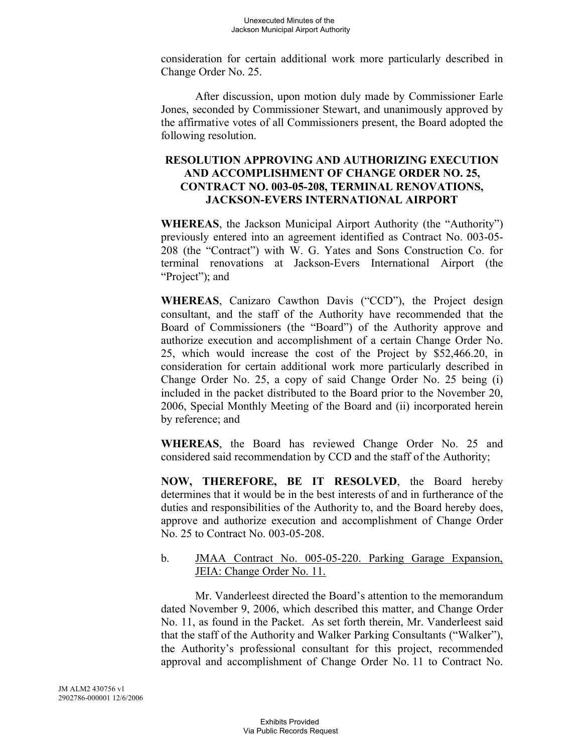consideration for certain additional work more particularly described in Change Order No. 25.

After discussion, upon motion duly made by Commissioner Earle Jones, seconded by Commissioner Stewart, and unanimously approved by the affirmative votes of all Commissioners present, the Board adopted the following resolution.

**RESOLUTION APPROVING AND AUTHORIZING EXECUTION AND ACCOMPLISHMENT OF CHANGE ORDER NO. 25, CONTRACT NO. 003-05-208, TERMINAL RENOVATIONS, JACKSON-EVERS INTERNATIONAL AIRPORT**

**WHEREAS**, the Jackson Municipal Airport Authority (the "Authority") previously entered into an agreement identified as Contract No. 003-05-208 (the "Contract") with W. G. Yates and Sons Construction Co. for terminal renovations at Jackson-Evers International Airport (the "Project"); and

**WHEREAS**, Canizaro Cawthon Davis ("CCD"), the Project design consultant, and the staff of the Authority have recommended that the Board of Commissioners (the "Board") of the Authority approve and authorize execution and accomplishment of a certain Change Order No. 25, which would increase the cost of the Project by $52,466.20, in consideration for certain additional work more particularly described in Change Order No. 25, a copy of said Change Order No. 25 being (i) included in the packet distributed to the Board prior to the November 20, 2006, Special Monthly Meeting of the Board and (ii) incorporated herein by reference; and

**WHEREAS**, the Board has reviewed Change Order No. 25 and considered said recommendation by CCD and the staff of the Authority;

**NOW, THEREFORE, BE IT RESOLVED**, the Board hereby determines that it would be in the best interests of and in furtherance of the duties and responsibilities of the Authority to, and the Board hereby does, approve and authorize execution and accomplishment of Change Order No. 25 to Contract No. 003-05-208.

b. JMAA Contract No. 005-05-220. Parking Garage Expansion, JEIA: Change Order No. 11.

Mr. Vanderleest directed the Board's attention to the memorandum dated November 9, 2006, which described this matter, and Change Order No. 11, as found in the Packet. As set forth therein, Mr. Vanderleest said that the staff of the Authority and Walker Parking Consultants ("Walker"), the Authority's professional consultant for this project, recommended approval and accomplishment of Change Order No. 11 to Contract No.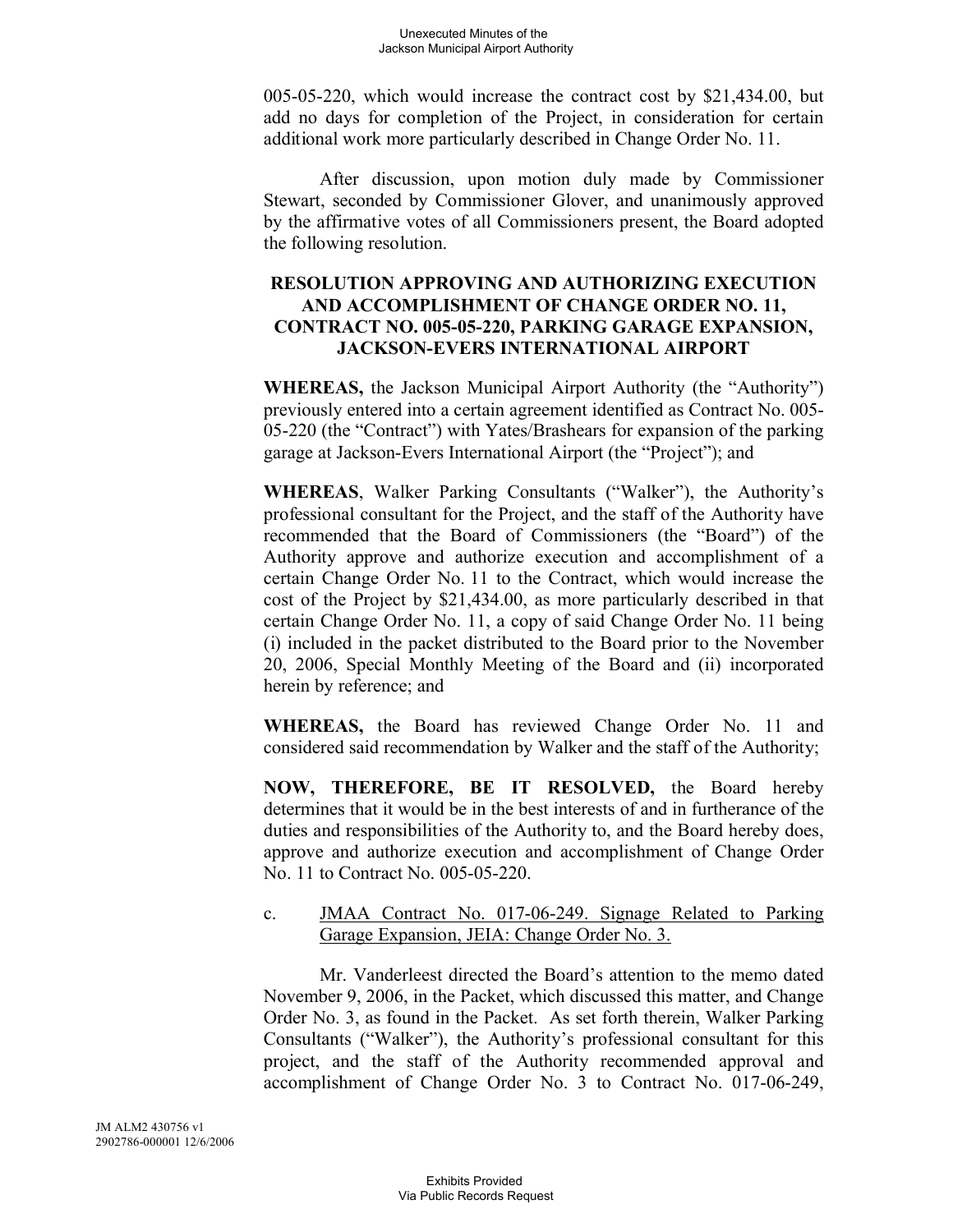005-05-220, which would increase the contract cost by $21,434.00, but add no days for completion of the Project, in consideration for certain additional work more particularly described in Change Order No. 11.

After discussion, upon motion duly made by Commissioner Stewart, seconded by Commissioner Glover, and unanimously approved by the affirmative votes of all Commissioners present, the Board adopted the following resolution.

**RESOLUTION APPROVING AND AUTHORIZING EXECUTION AND ACCOMPLISHMENT OF CHANGE ORDER NO. 11, CONTRACT NO. 005-05-220, PARKING GARAGE EXPANSION, JACKSON-EVERS INTERNATIONAL AIRPORT**

**WHEREAS,** the Jackson Municipal Airport Authority (the "Authority") previously entered into a certain agreement identified as Contract No. 005-05-220 (the "Contract") with Yates/Brashears for expansion of the parking garage at Jackson-Evers International Airport (the "Project"); and

**WHEREAS**, Walker Parking Consultants ("Walker"), the Authority's professional consultant for the Project, and the staff of the Authority have recommended that the Board of Commissioners (the "Board") of the Authority approve and authorize execution and accomplishment of a certain Change Order No. 11 to the Contract, which would increase the cost of the Project by $21,434.00, as more particularly described in that certain Change Order No. 11, a copy of said Change Order No. 11 being (i) included in the packet distributed to the Board prior to the November 20, 2006, Special Monthly Meeting of the Board and (ii) incorporated herein by reference; and

**WHEREAS,** the Board has reviewed Change Order No. 11 and considered said recommendation by Walker and the staff of the Authority;

**NOW, THEREFORE, BE IT RESOLVED,** the Board hereby determines that it would be in the best interests of and in furtherance of the duties and responsibilities of the Authority to, and the Board hereby does, approve and authorize execution and accomplishment of Change Order No. 11 to Contract No. 005-05-220.

c. JMAA Contract No. 017-06-249. Signage Related to Parking Garage Expansion, JEIA: Change Order No. 3.

Mr. Vanderleest directed the Board's attention to the memo dated November 9, 2006, in the Packet, which discussed this matter, and Change Order No. 3, as found in the Packet. As set forth therein, Walker Parking Consultants ("Walker"), the Authority's professional consultant for this project, and the staff of the Authority recommended approval and accomplishment of Change Order No. 3 to Contract No. 017-06-249,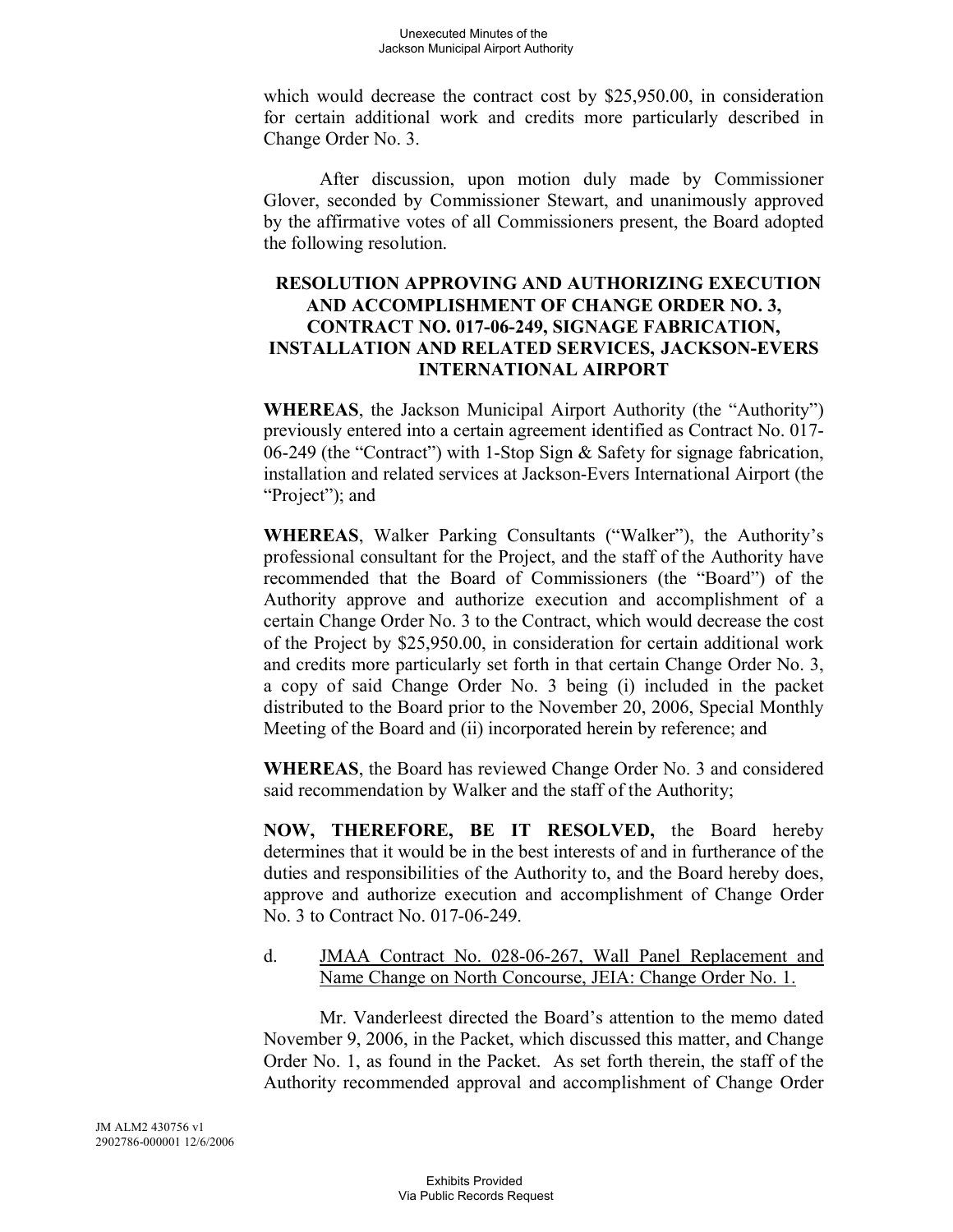which would decrease the contract cost by $25,950.00, in consideration for certain additional work and credits more particularly described in Change Order No. 3.

After discussion, upon motion duly made by Commissioner Glover, seconded by Commissioner Stewart, and unanimously approved by the affirmative votes of all Commissioners present, the Board adopted the following resolution.

**RESOLUTION APPROVING AND AUTHORIZING EXECUTION AND ACCOMPLISHMENT OF CHANGE ORDER NO. 3, CONTRACT NO. 017-06-249, SIGNAGE FABRICATION, INSTALLATION AND RELATED SERVICES, JACKSON-EVERS INTERNATIONAL AIRPORT**

**WHEREAS**, the Jackson Municipal Airport Authority (the "Authority") previously entered into a certain agreement identified as Contract No. 017-06-249 (the "Contract") with 1-Stop Sign & Safety for signage fabrication, installation and related services at Jackson-Evers International Airport (the "Project"); and

**WHEREAS**, Walker Parking Consultants ("Walker"), the Authority's professional consultant for the Project, and the staff of the Authority have recommended that the Board of Commissioners (the "Board") of the Authority approve and authorize execution and accomplishment of a certain Change Order No. 3 to the Contract, which would decrease the cost of the Project by $25,950.00, in consideration for certain additional work and credits more particularly set forth in that certain Change Order No. 3, a copy of said Change Order No. 3 being (i) included in the packet distributed to the Board prior to the November 20, 2006, Special Monthly Meeting of the Board and (ii) incorporated herein by reference; and

**WHEREAS**, the Board has reviewed Change Order No. 3 and considered said recommendation by Walker and the staff of the Authority;

**NOW, THEREFORE, BE IT RESOLVED,** the Board hereby determines that it would be in the best interests of and in furtherance of the duties and responsibilities of the Authority to, and the Board hereby does, approve and authorize execution and accomplishment of Change Order No. 3 to Contract No. 017-06-249.

d. JMAA Contract No. 028-06-267, Wall Panel Replacement and Name Change on North Concourse, JEIA: Change Order No. 1.

Mr. Vanderleest directed the Board's attention to the memo dated November 9, 2006, in the Packet, which discussed this matter, and Change Order No. 1, as found in the Packet. As set forth therein, the staff of the Authority recommended approval and accomplishment of Change Order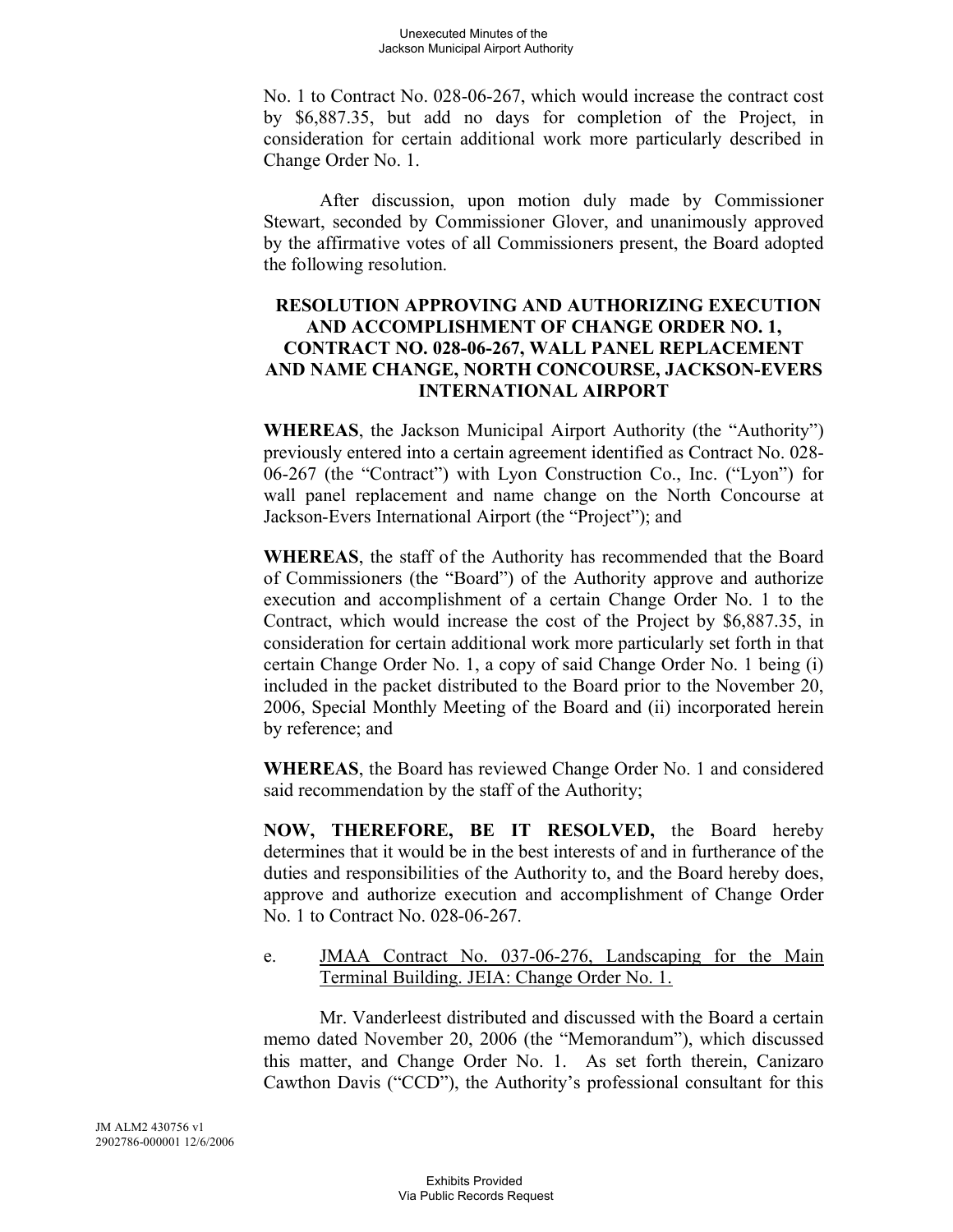No. 1 to Contract No. 028-06-267, which would increase the contract cost by $6,887.35, but add no days for completion of the Project, in consideration for certain additional work more particularly described in Change Order No. 1.

After discussion, upon motion duly made by Commissioner Stewart, seconded by Commissioner Glover, and unanimously approved by the affirmative votes of all Commissioners present, the Board adopted the following resolution.

**RESOLUTION APPROVING AND AUTHORIZING EXECUTION AND ACCOMPLISHMENT OF CHANGE ORDER NO. 1, CONTRACT NO. 028-06-267, WALL PANEL REPLACEMENT AND NAME CHANGE, NORTH CONCOURSE, JACKSON-EVERS INTERNATIONAL AIRPORT**

**WHEREAS**, the Jackson Municipal Airport Authority (the "Authority") previously entered into a certain agreement identified as Contract No. 028-06-267 (the "Contract") with Lyon Construction Co., Inc. ("Lyon") for wall panel replacement and name change on the North Concourse at Jackson-Evers International Airport (the "Project"); and

**WHEREAS**, the staff of the Authority has recommended that the Board of Commissioners (the "Board") of the Authority approve and authorize execution and accomplishment of a certain Change Order No. 1 to the Contract, which would increase the cost of the Project by $6,887.35, in consideration for certain additional work more particularly set forth in that certain Change Order No. 1, a copy of said Change Order No. 1 being (i) included in the packet distributed to the Board prior to the November 20, 2006, Special Monthly Meeting of the Board and (ii) incorporated herein by reference; and

**WHEREAS**, the Board has reviewed Change Order No. 1 and considered said recommendation by the staff of the Authority;

**NOW, THEREFORE, BE IT RESOLVED,** the Board hereby determines that it would be in the best interests of and in furtherance of the duties and responsibilities of the Authority to, and the Board hereby does, approve and authorize execution and accomplishment of Change Order No. 1 to Contract No. 028-06-267.

e. JMAA Contract No. 037-06-276, Landscaping for the Main Terminal Building. JEIA: Change Order No. 1.

Mr. Vanderleest distributed and discussed with the Board a certain memo dated November 20, 2006 (the "Memorandum"), which discussed this matter, and Change Order No. 1. As set forth therein, Canizaro Cawthon Davis ("CCD"), the Authority's professional consultant for this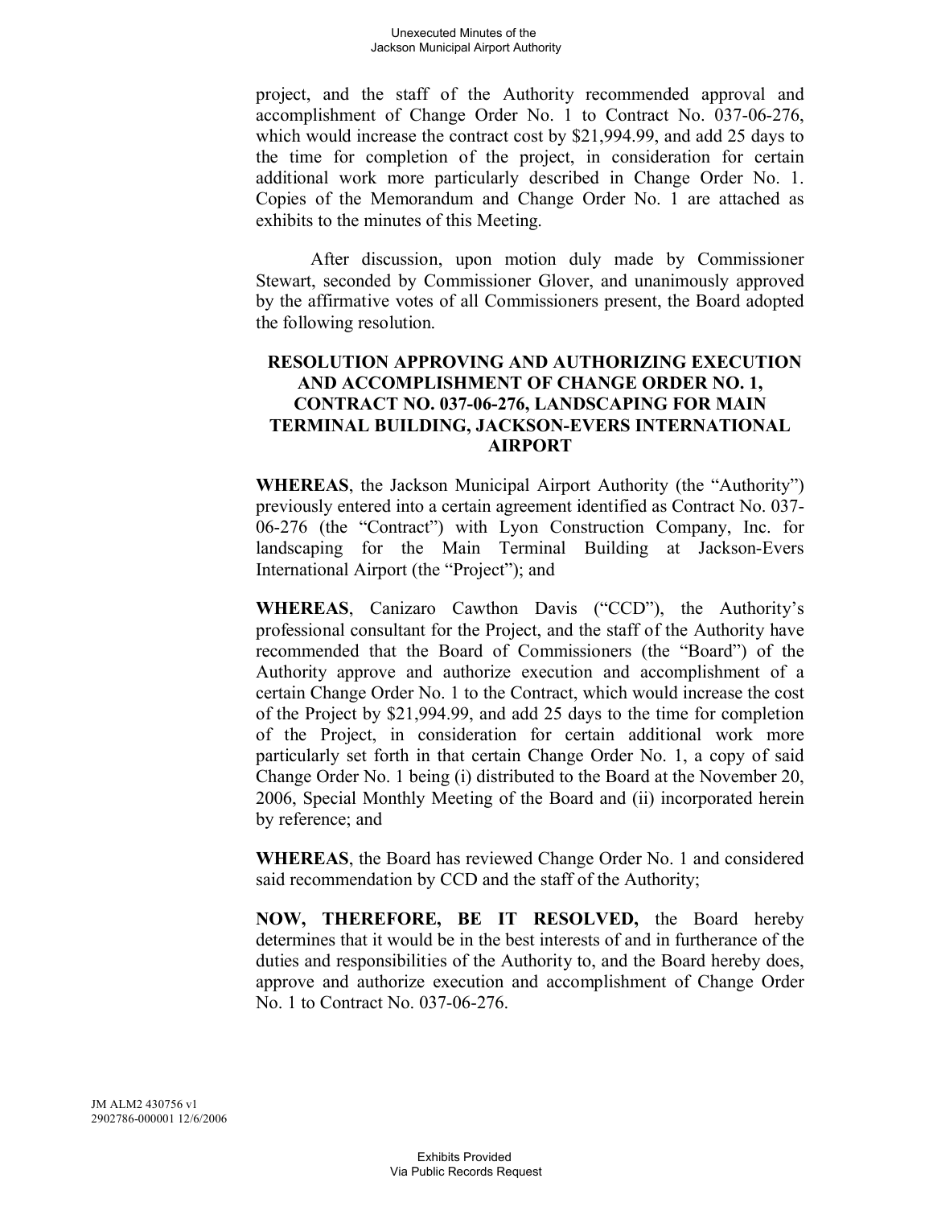project, and the staff of the Authority recommended approval and accomplishment of Change Order No. 1 to Contract No. 037-06-276, which would increase the contract cost by $21,994.99, and add 25 days to the time for completion of the project, in consideration for certain additional work more particularly described in Change Order No. 1. Copies of the Memorandum and Change Order No. 1 are attached as exhibits to the minutes of this Meeting.

After discussion, upon motion duly made by Commissioner Stewart, seconded by Commissioner Glover, and unanimously approved by the affirmative votes of all Commissioners present, the Board adopted the following resolution.

**RESOLUTION APPROVING AND AUTHORIZING EXECUTION AND ACCOMPLISHMENT OF CHANGE ORDER NO. 1, CONTRACT NO. 037-06-276, LANDSCAPING FOR MAIN TERMINAL BUILDING, JACKSON-EVERS INTERNATIONAL AIRPORT**

**WHEREAS**, the Jackson Municipal Airport Authority (the "Authority") previously entered into a certain agreement identified as Contract No. 037-06-276 (the "Contract") with Lyon Construction Company, Inc. for landscaping for the Main Terminal Building at Jackson-Evers International Airport (the "Project"); and

**WHEREAS**, Canizaro Cawthon Davis ("CCD"), the Authority's professional consultant for the Project, and the staff of the Authority have recommended that the Board of Commissioners (the "Board") of the Authority approve and authorize execution and accomplishment of a certain Change Order No. 1 to the Contract, which would increase the cost of the Project by $21,994.99, and add 25 days to the time for completion of the Project, in consideration for certain additional work more particularly set forth in that certain Change Order No. 1, a copy of said Change Order No. 1 being (i) distributed to the Board at the November 20, 2006, Special Monthly Meeting of the Board and (ii) incorporated herein by reference; and

**WHEREAS**, the Board has reviewed Change Order No. 1 and considered said recommendation by CCD and the staff of the Authority;

**NOW, THEREFORE, BE IT RESOLVED,** the Board hereby determines that it would be in the best interests of and in furtherance of the duties and responsibilities of the Authority to, and the Board hereby does, approve and authorize execution and accomplishment of Change Order No. 1 to Contract No. 037-06-276.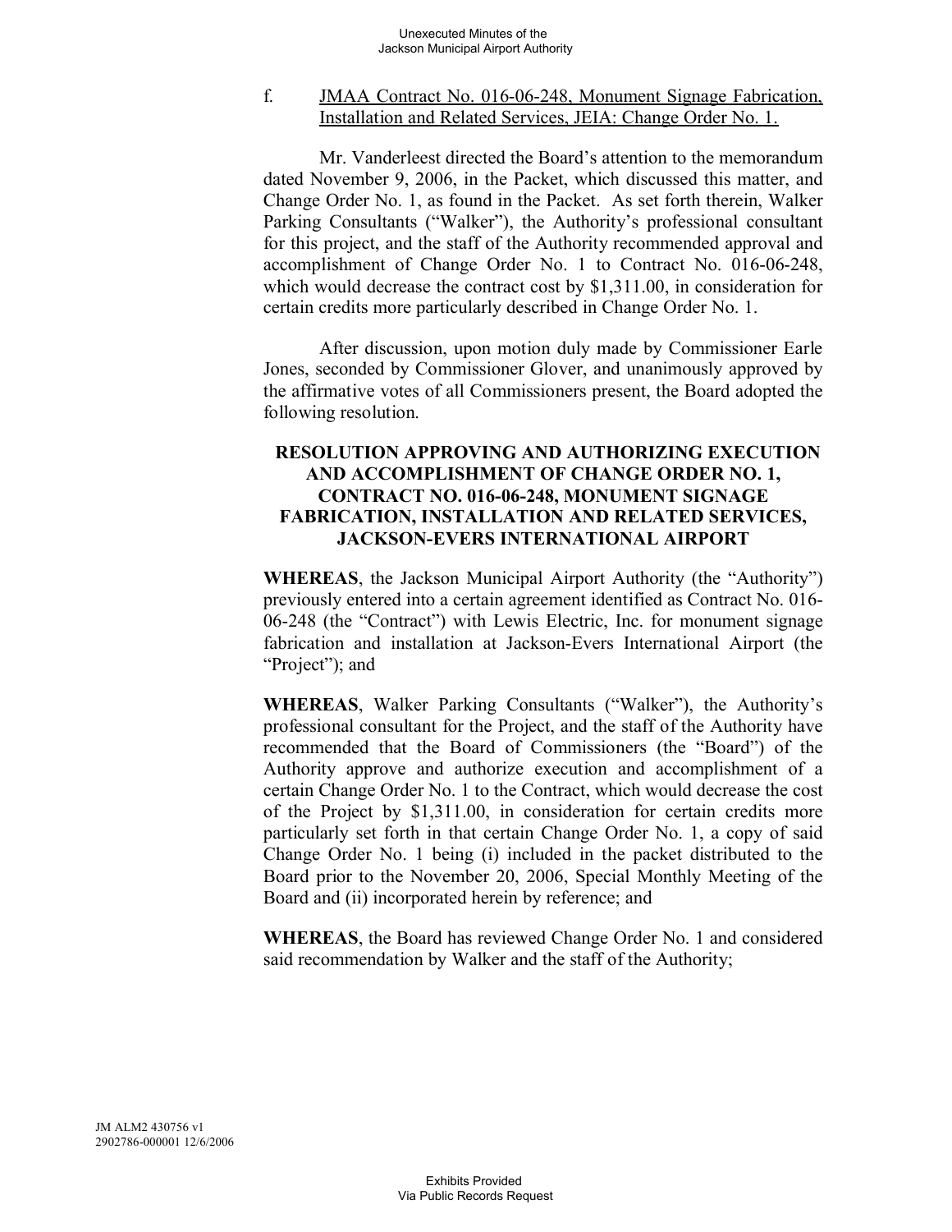f. JMAA Contract No. 016-06-248, Monument Signage Fabrication, Installation and Related Services, JEIA: Change Order No. 1.

Mr. Vanderleest directed the Board's attention to the memorandum dated November 9, 2006, in the Packet, which discussed this matter, and Change Order No. 1, as found in the Packet. As set forth therein, Walker Parking Consultants ("Walker"), the Authority's professional consultant for this project, and the staff of the Authority recommended approval and accomplishment of Change Order No. 1 to Contract No. 016-06-248, which would decrease the contract cost by $1,311.00, in consideration for certain credits more particularly described in Change Order No. 1.

After discussion, upon motion duly made by Commissioner Earle Jones, seconded by Commissioner Glover, and unanimously approved by the affirmative votes of all Commissioners present, the Board adopted the following resolution.

**RESOLUTION APPROVING AND AUTHORIZING EXECUTION AND ACCOMPLISHMENT OF CHANGE ORDER NO. 1, CONTRACT NO. 016-06-248, MONUMENT SIGNAGE FABRICATION, INSTALLATION AND RELATED SERVICES, JACKSON-EVERS INTERNATIONAL AIRPORT**

**WHEREAS**, the Jackson Municipal Airport Authority (the "Authority") previously entered into a certain agreement identified as Contract No. 016-06-248 (the "Contract") with Lewis Electric, Inc. for monument signage fabrication and installation at Jackson-Evers International Airport (the "Project"); and

**WHEREAS**, Walker Parking Consultants ("Walker"), the Authority's professional consultant for the Project, and the staff of the Authority have recommended that the Board of Commissioners (the "Board") of the Authority approve and authorize execution and accomplishment of a certain Change Order No. 1 to the Contract, which would decrease the cost of the Project by $1,311.00, in consideration for certain credits more particularly set forth in that certain Change Order No. 1, a copy of said Change Order No. 1 being (i) included in the packet distributed to the Board prior to the November 20, 2006, Special Monthly Meeting of the Board and (ii) incorporated herein by reference; and

**WHEREAS**, the Board has reviewed Change Order No. 1 and considered said recommendation by Walker and the staff of the Authority;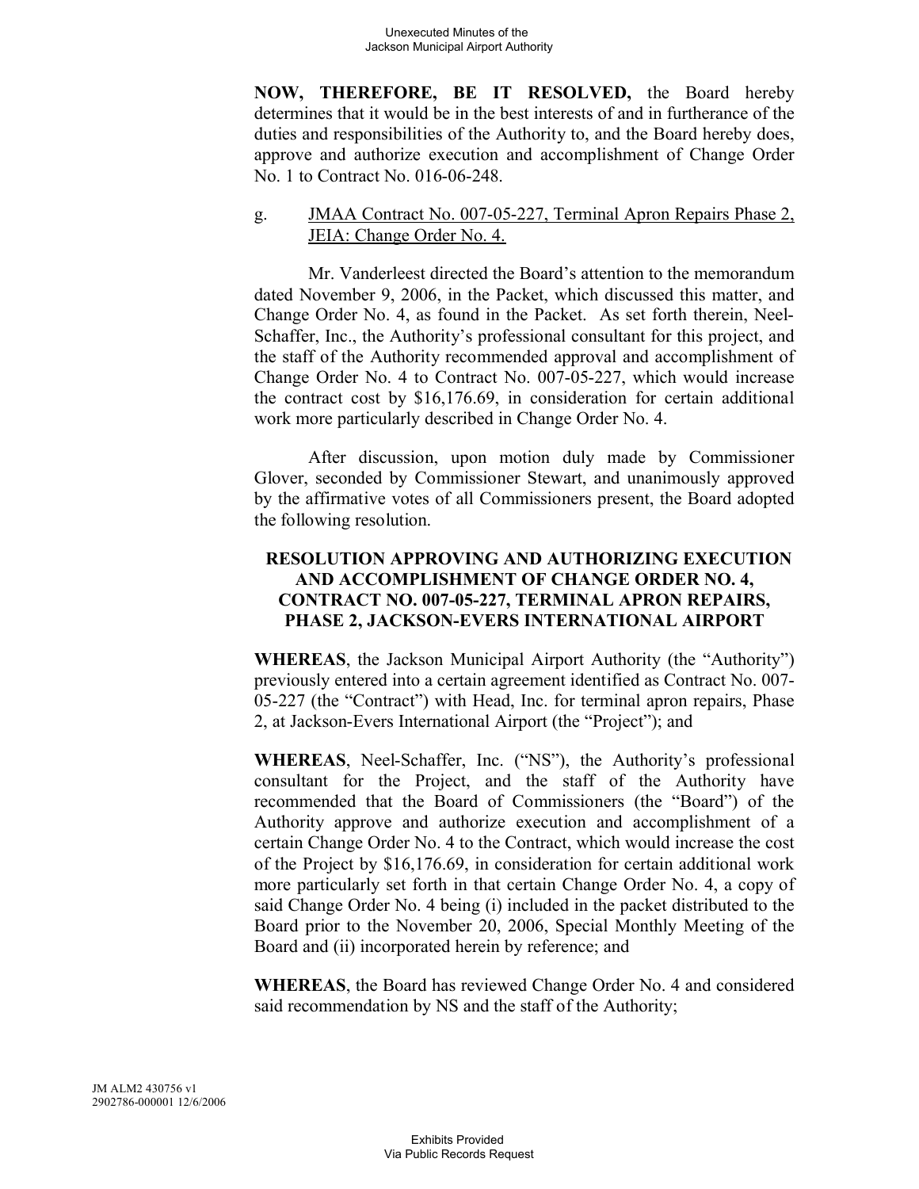**NOW, THEREFORE, BE IT RESOLVED,** the Board hereby determines that it would be in the best interests of and in furtherance of the duties and responsibilities of the Authority to, and the Board hereby does, approve and authorize execution and accomplishment of Change Order No. 1 to Contract No. 016-06-248.

g. <u>JMAA Contract No. 007-05-227, Terminal Apron Repairs Phase 2, JEIA: Change Order No. 4.</u>

Mr. Vanderleest directed the Board's attention to the memorandum dated November 9, 2006, in the Packet, which discussed this matter, and Change Order No. 4, as found in the Packet. As set forth therein, Neel-Schaffer, Inc., the Authority's professional consultant for this project, and the staff of the Authority recommended approval and accomplishment of Change Order No. 4 to Contract No. 007-05-227, which would increase the contract cost by $16,176.69, in consideration for certain additional work more particularly described in Change Order No. 4.

After discussion, upon motion duly made by Commissioner Glover, seconded by Commissioner Stewart, and unanimously approved by the affirmative votes of all Commissioners present, the Board adopted the following resolution.

**RESOLUTION APPROVING AND AUTHORIZING EXECUTION AND ACCOMPLISHMENT OF CHANGE ORDER NO. 4, CONTRACT NO. 007-05-227, TERMINAL APRON REPAIRS, PHASE 2, JACKSON-EVERS INTERNATIONAL AIRPORT**

**WHEREAS**, the Jackson Municipal Airport Authority (the "Authority") previously entered into a certain agreement identified as Contract No. 007-05-227 (the "Contract") with Head, Inc. for terminal apron repairs, Phase 2, at Jackson-Evers International Airport (the "Project"); and

**WHEREAS**, Neel-Schaffer, Inc. ("NS"), the Authority's professional consultant for the Project, and the staff of the Authority have recommended that the Board of Commissioners (the "Board") of the Authority approve and authorize execution and accomplishment of a certain Change Order No. 4 to the Contract, which would increase the cost of the Project by $16,176.69, in consideration for certain additional work more particularly set forth in that certain Change Order No. 4, a copy of said Change Order No. 4 being (i) included in the packet distributed to the Board prior to the November 20, 2006, Special Monthly Meeting of the Board and (ii) incorporated herein by reference; and

**WHEREAS**, the Board has reviewed Change Order No. 4 and considered said recommendation by NS and the staff of the Authority;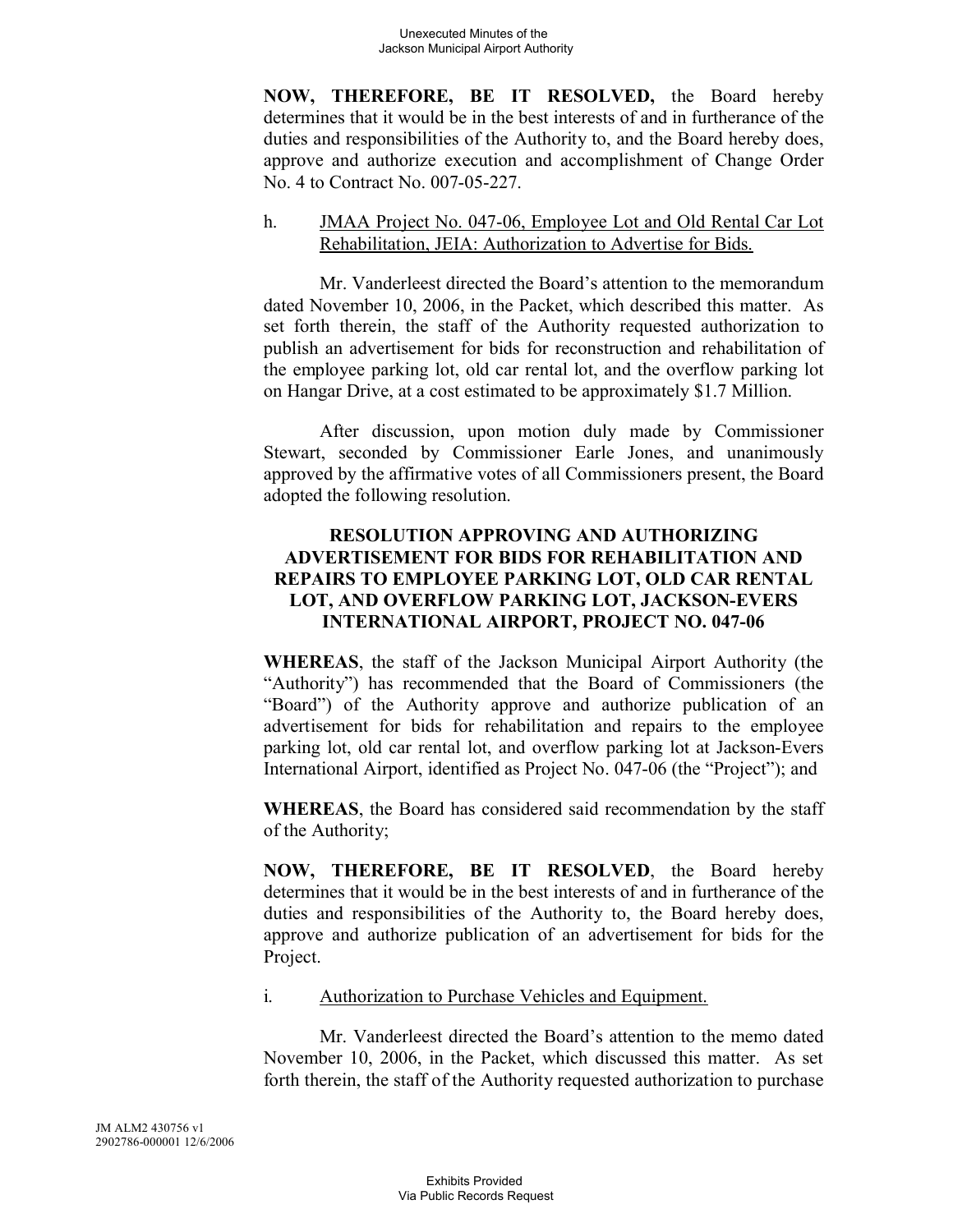**NOW, THEREFORE, BE IT RESOLVED,** the Board hereby determines that it would be in the best interests of and in furtherance of the duties and responsibilities of the Authority to, and the Board hereby does, approve and authorize execution and accomplishment of Change Order No. 4 to Contract No. 007-05-227.

h. JMAA Project No. 047-06, Employee Lot and Old Rental Car Lot Rehabilitation, JEIA: Authorization to Advertise for Bids.

Mr. Vanderleest directed the Board's attention to the memorandum dated November 10, 2006, in the Packet, which described this matter. As set forth therein, the staff of the Authority requested authorization to publish an advertisement for bids for reconstruction and rehabilitation of the employee parking lot, old car rental lot, and the overflow parking lot on Hangar Drive, at a cost estimated to be approximately $1.7 Million.

After discussion, upon motion duly made by Commissioner Stewart, seconded by Commissioner Earle Jones, and unanimously approved by the affirmative votes of all Commissioners present, the Board adopted the following resolution.

**RESOLUTION APPROVING AND AUTHORIZING ADVERTISEMENT FOR BIDS FOR REHABILITATION AND REPAIRS TO EMPLOYEE PARKING LOT, OLD CAR RENTAL LOT, AND OVERFLOW PARKING LOT, JACKSON-EVERS INTERNATIONAL AIRPORT, PROJECT NO. 047-06**

**WHEREAS**, the staff of the Jackson Municipal Airport Authority (the "Authority") has recommended that the Board of Commissioners (the "Board") of the Authority approve and authorize publication of an advertisement for bids for rehabilitation and repairs to the employee parking lot, old car rental lot, and overflow parking lot at Jackson-Evers International Airport, identified as Project No. 047-06 (the "Project"); and

**WHEREAS**, the Board has considered said recommendation by the staff of the Authority;

**NOW, THEREFORE, BE IT RESOLVED**, the Board hereby determines that it would be in the best interests of and in furtherance of the duties and responsibilities of the Authority to, the Board hereby does, approve and authorize publication of an advertisement for bids for the Project.

i. Authorization to Purchase Vehicles and Equipment.

Mr. Vanderleest directed the Board's attention to the memo dated November 10, 2006, in the Packet, which discussed this matter. As set forth therein, the staff of the Authority requested authorization to purchase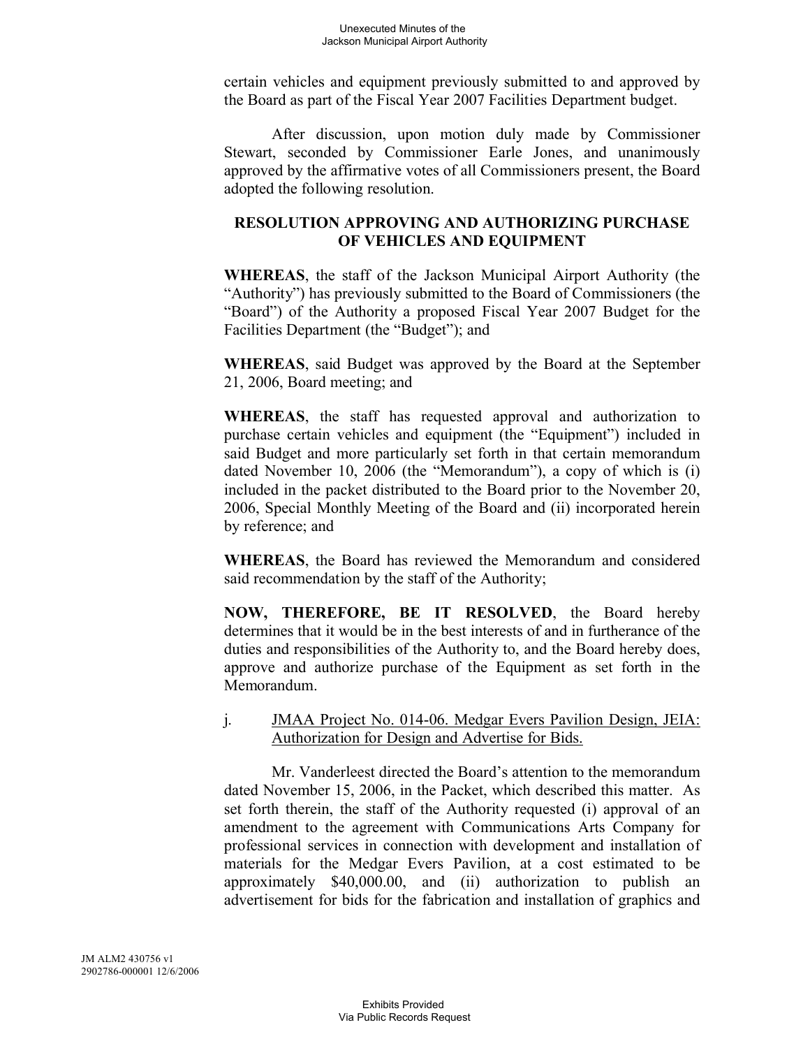certain vehicles and equipment previously submitted to and approved by the Board as part of the Fiscal Year 2007 Facilities Department budget.

After discussion, upon motion duly made by Commissioner Stewart, seconded by Commissioner Earle Jones, and unanimously approved by the affirmative votes of all Commissioners present, the Board adopted the following resolution.

**RESOLUTION APPROVING AND AUTHORIZING PURCHASE OF VEHICLES AND EQUIPMENT**

**WHEREAS**, the staff of the Jackson Municipal Airport Authority (the "Authority") has previously submitted to the Board of Commissioners (the "Board") of the Authority a proposed Fiscal Year 2007 Budget for the Facilities Department (the "Budget"); and

**WHEREAS**, said Budget was approved by the Board at the September 21, 2006, Board meeting; and

**WHEREAS**, the staff has requested approval and authorization to purchase certain vehicles and equipment (the "Equipment") included in said Budget and more particularly set forth in that certain memorandum dated November 10, 2006 (the "Memorandum"), a copy of which is (i) included in the packet distributed to the Board prior to the November 20, 2006, Special Monthly Meeting of the Board and (ii) incorporated herein by reference; and

**WHEREAS**, the Board has reviewed the Memorandum and considered said recommendation by the staff of the Authority;

**NOW, THEREFORE, BE IT RESOLVED**, the Board hereby determines that it would be in the best interests of and in furtherance of the duties and responsibilities of the Authority to, and the Board hereby does, approve and authorize purchase of the Equipment as set forth in the Memorandum.

j. JMAA Project No. 014-06. Medgar Evers Pavilion Design, JEIA: Authorization for Design and Advertise for Bids.

Mr. Vanderleest directed the Board's attention to the memorandum dated November 15, 2006, in the Packet, which described this matter. As set forth therein, the staff of the Authority requested (i) approval of an amendment to the agreement with Communications Arts Company for professional services in connection with development and installation of materials for the Medgar Evers Pavilion, at a cost estimated to be approximately $40,000.00, and (ii) authorization to publish an advertisement for bids for the fabrication and installation of graphics and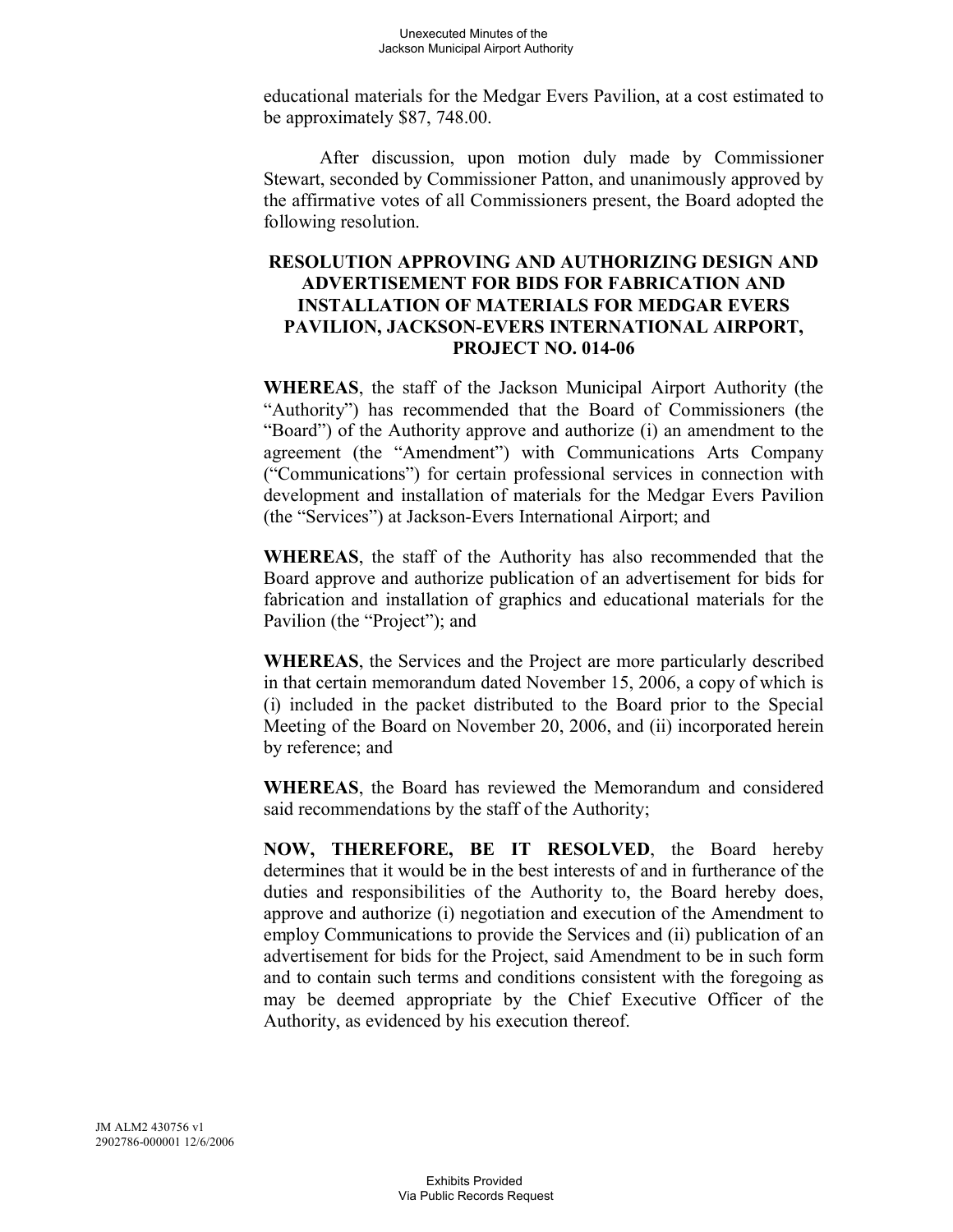educational materials for the Medgar Evers Pavilion, at a cost estimated to be approximately $87, 748.00.

After discussion, upon motion duly made by Commissioner Stewart, seconded by Commissioner Patton, and unanimously approved by the affirmative votes of all Commissioners present, the Board adopted the following resolution.

**RESOLUTION APPROVING AND AUTHORIZING DESIGN AND ADVERTISEMENT FOR BIDS FOR FABRICATION AND INSTALLATION OF MATERIALS FOR MEDGAR EVERS PAVILION, JACKSON-EVERS INTERNATIONAL AIRPORT, PROJECT NO. 014-06**

**WHEREAS**, the staff of the Jackson Municipal Airport Authority (the "Authority") has recommended that the Board of Commissioners (the "Board") of the Authority approve and authorize (i) an amendment to the agreement (the "Amendment") with Communications Arts Company ("Communications") for certain professional services in connection with development and installation of materials for the Medgar Evers Pavilion (the "Services") at Jackson-Evers International Airport; and

**WHEREAS**, the staff of the Authority has also recommended that the Board approve and authorize publication of an advertisement for bids for fabrication and installation of graphics and educational materials for the Pavilion (the "Project"); and

**WHEREAS**, the Services and the Project are more particularly described in that certain memorandum dated November 15, 2006, a copy of which is (i) included in the packet distributed to the Board prior to the Special Meeting of the Board on November 20, 2006, and (ii) incorporated herein by reference; and

**WHEREAS**, the Board has reviewed the Memorandum and considered said recommendations by the staff of the Authority;

**NOW, THEREFORE, BE IT RESOLVED**, the Board hereby determines that it would be in the best interests of and in furtherance of the duties and responsibilities of the Authority to, the Board hereby does, approve and authorize (i) negotiation and execution of the Amendment to employ Communications to provide the Services and (ii) publication of an advertisement for bids for the Project, said Amendment to be in such form and to contain such terms and conditions consistent with the foregoing as may be deemed appropriate by the Chief Executive Officer of the Authority, as evidenced by his execution thereof.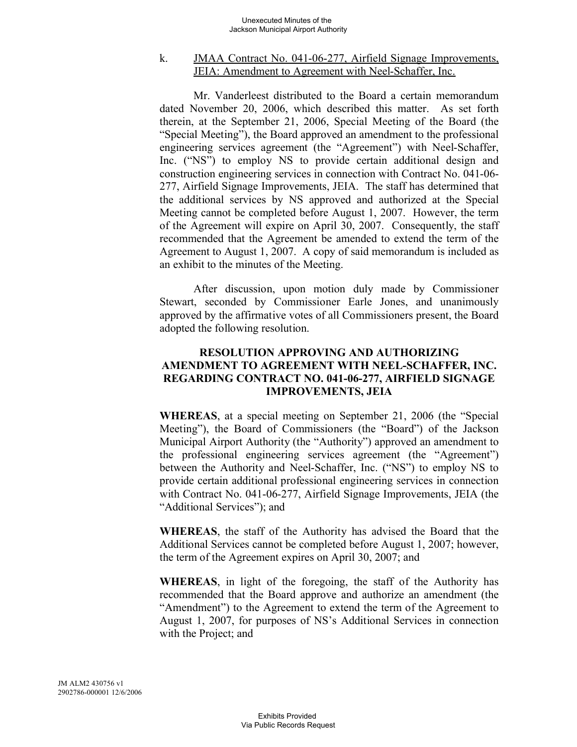k. JMAA Contract No. 041-06-277, Airfield Signage Improvements, JEIA: Amendment to Agreement with Neel-Schaffer, Inc.

Mr. Vanderleest distributed to the Board a certain memorandum dated November 20, 2006, which described this matter. As set forth therein, at the September 21, 2006, Special Meeting of the Board (the "Special Meeting"), the Board approved an amendment to the professional engineering services agreement (the "Agreement") with Neel-Schaffer, Inc. ("NS") to employ NS to provide certain additional design and construction engineering services in connection with Contract No. 041-06-277, Airfield Signage Improvements, JEIA. The staff has determined that the additional services by NS approved and authorized at the Special Meeting cannot be completed before August 1, 2007. However, the term of the Agreement will expire on April 30, 2007. Consequently, the staff recommended that the Agreement be amended to extend the term of the Agreement to August 1, 2007. A copy of said memorandum is included as an exhibit to the minutes of the Meeting.

After discussion, upon motion duly made by Commissioner Stewart, seconded by Commissioner Earle Jones, and unanimously approved by the affirmative votes of all Commissioners present, the Board adopted the following resolution.

**RESOLUTION APPROVING AND AUTHORIZING AMENDMENT TO AGREEMENT WITH NEEL-SCHAFFER, INC. REGARDING CONTRACT NO. 041-06-277, AIRFIELD SIGNAGE IMPROVEMENTS, JEIA**

**WHEREAS**, at a special meeting on September 21, 2006 (the "Special Meeting"), the Board of Commissioners (the "Board") of the Jackson Municipal Airport Authority (the "Authority") approved an amendment to the professional engineering services agreement (the "Agreement") between the Authority and Neel-Schaffer, Inc. ("NS") to employ NS to provide certain additional professional engineering services in connection with Contract No. 041-06-277, Airfield Signage Improvements, JEIA (the "Additional Services"); and

**WHEREAS**, the staff of the Authority has advised the Board that the Additional Services cannot be completed before August 1, 2007; however, the term of the Agreement expires on April 30, 2007; and

**WHEREAS**, in light of the foregoing, the staff of the Authority has recommended that the Board approve and authorize an amendment (the "Amendment") to the Agreement to extend the term of the Agreement to August 1, 2007, for purposes of NS's Additional Services in connection with the Project; and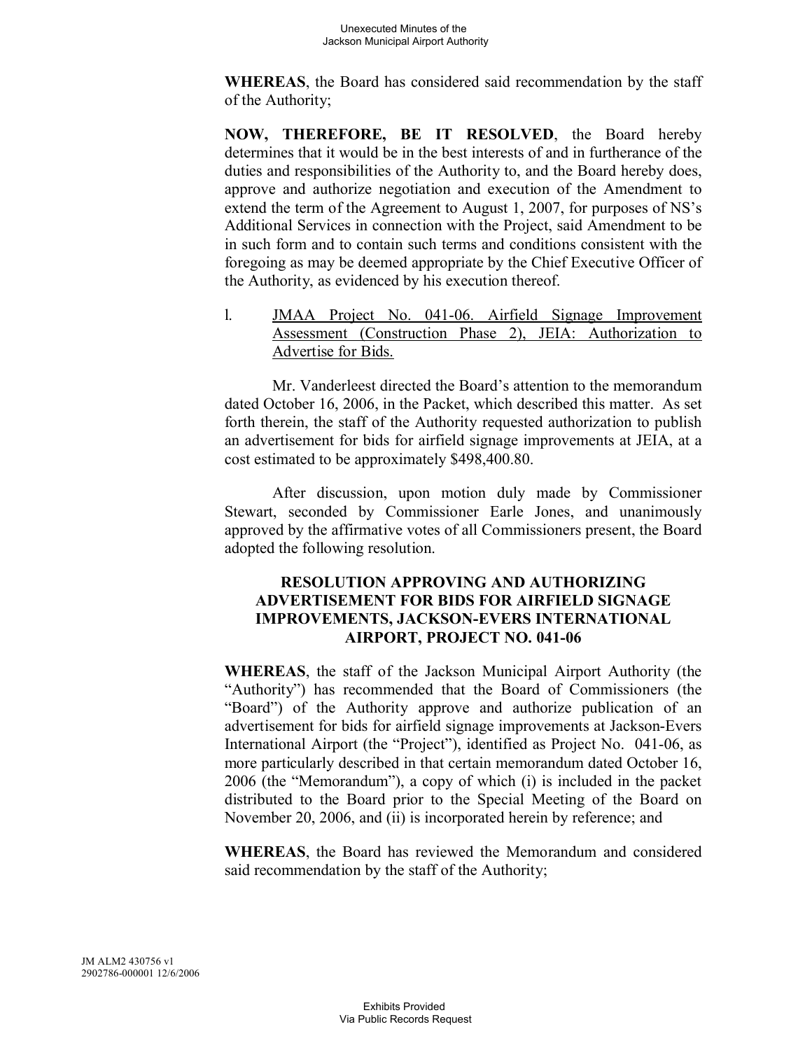**WHEREAS**, the Board has considered said recommendation by the staff of the Authority;

**NOW, THEREFORE, BE IT RESOLVED**, the Board hereby determines that it would be in the best interests of and in furtherance of the duties and responsibilities of the Authority to, and the Board hereby does, approve and authorize negotiation and execution of the Amendment to extend the term of the Agreement to August 1, 2007, for purposes of NS's Additional Services in connection with the Project, said Amendment to be in such form and to contain such terms and conditions consistent with the foregoing as may be deemed appropriate by the Chief Executive Officer of the Authority, as evidenced by his execution thereof.

l. JMAA Project No. 041-06. Airfield Signage Improvement Assessment (Construction Phase 2), JEIA: Authorization to Advertise for Bids.

Mr. Vanderleest directed the Board's attention to the memorandum dated October 16, 2006, in the Packet, which described this matter. As set forth therein, the staff of the Authority requested authorization to publish an advertisement for bids for airfield signage improvements at JEIA, at a cost estimated to be approximately $498,400.80.

After discussion, upon motion duly made by Commissioner Stewart, seconded by Commissioner Earle Jones, and unanimously approved by the affirmative votes of all Commissioners present, the Board adopted the following resolution.

**RESOLUTION APPROVING AND AUTHORIZING ADVERTISEMENT FOR BIDS FOR AIRFIELD SIGNAGE IMPROVEMENTS, JACKSON-EVERS INTERNATIONAL AIRPORT, PROJECT NO. 041-06**

**WHEREAS**, the staff of the Jackson Municipal Airport Authority (the "Authority") has recommended that the Board of Commissioners (the "Board") of the Authority approve and authorize publication of an advertisement for bids for airfield signage improvements at Jackson-Evers International Airport (the "Project"), identified as Project No. 041-06, as more particularly described in that certain memorandum dated October 16, 2006 (the "Memorandum"), a copy of which (i) is included in the packet distributed to the Board prior to the Special Meeting of the Board on November 20, 2006, and (ii) is incorporated herein by reference; and

**WHEREAS**, the Board has reviewed the Memorandum and considered said recommendation by the staff of the Authority;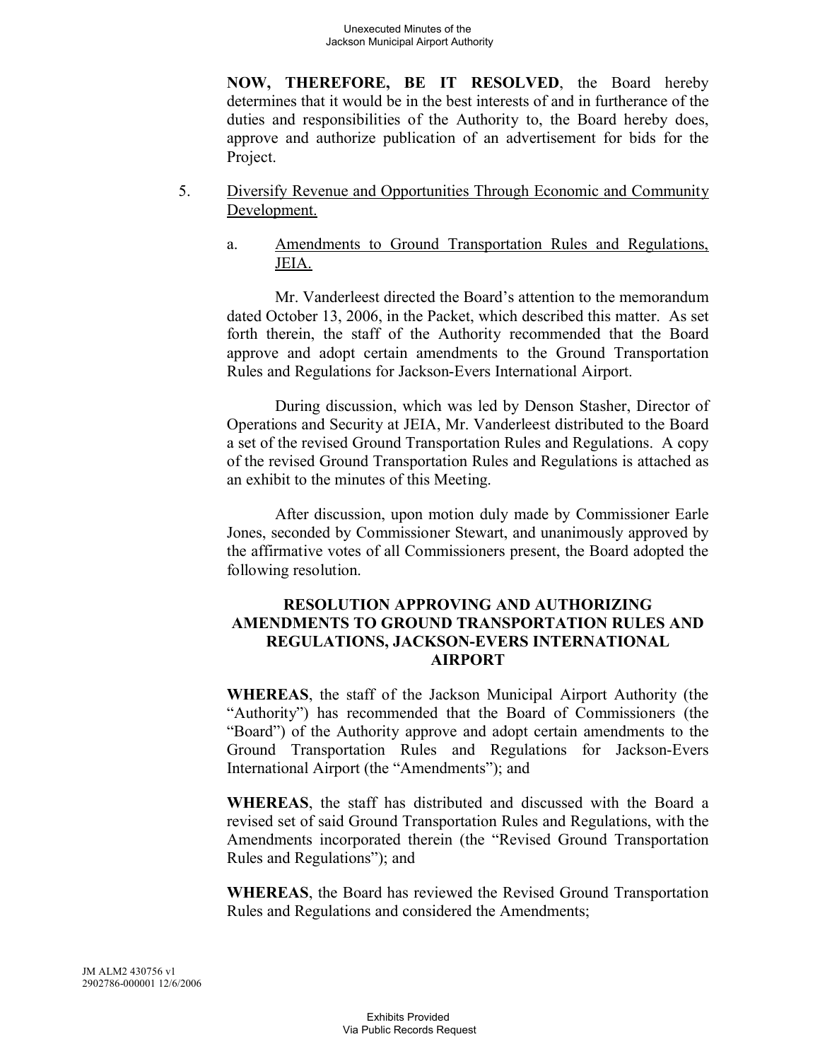**NOW, THEREFORE, BE IT RESOLVED**, the Board hereby determines that it would be in the best interests of and in furtherance of the duties and responsibilities of the Authority to, the Board hereby does, approve and authorize publication of an advertisement for bids for the Project.

5. Diversify Revenue and Opportunities Through Economic and Community Development.

   a. Amendments to Ground Transportation Rules and Regulations, JEIA.

   Mr. Vanderleest directed the Board's attention to the memorandum dated October 13, 2006, in the Packet, which described this matter. As set forth therein, the staff of the Authority recommended that the Board approve and adopt certain amendments to the Ground Transportation Rules and Regulations for Jackson-Evers International Airport.

   During discussion, which was led by Denson Stasher, Director of Operations and Security at JEIA, Mr. Vanderleest distributed to the Board a set of the revised Ground Transportation Rules and Regulations. A copy of the revised Ground Transportation Rules and Regulations is attached as an exhibit to the minutes of this Meeting.

   After discussion, upon motion duly made by Commissioner Earle Jones, seconded by Commissioner Stewart, and unanimously approved by the affirmative votes of all Commissioners present, the Board adopted the following resolution.

**RESOLUTION APPROVING AND AUTHORIZING AMENDMENTS TO GROUND TRANSPORTATION RULES AND REGULATIONS, JACKSON-EVERS INTERNATIONAL AIRPORT**

**WHEREAS**, the staff of the Jackson Municipal Airport Authority (the "Authority") has recommended that the Board of Commissioners (the "Board") of the Authority approve and adopt certain amendments to the Ground Transportation Rules and Regulations for Jackson-Evers International Airport (the "Amendments"); and

**WHEREAS**, the staff has distributed and discussed with the Board a revised set of said Ground Transportation Rules and Regulations, with the Amendments incorporated therein (the "Revised Ground Transportation Rules and Regulations"); and

**WHEREAS**, the Board has reviewed the Revised Ground Transportation Rules and Regulations and considered the Amendments;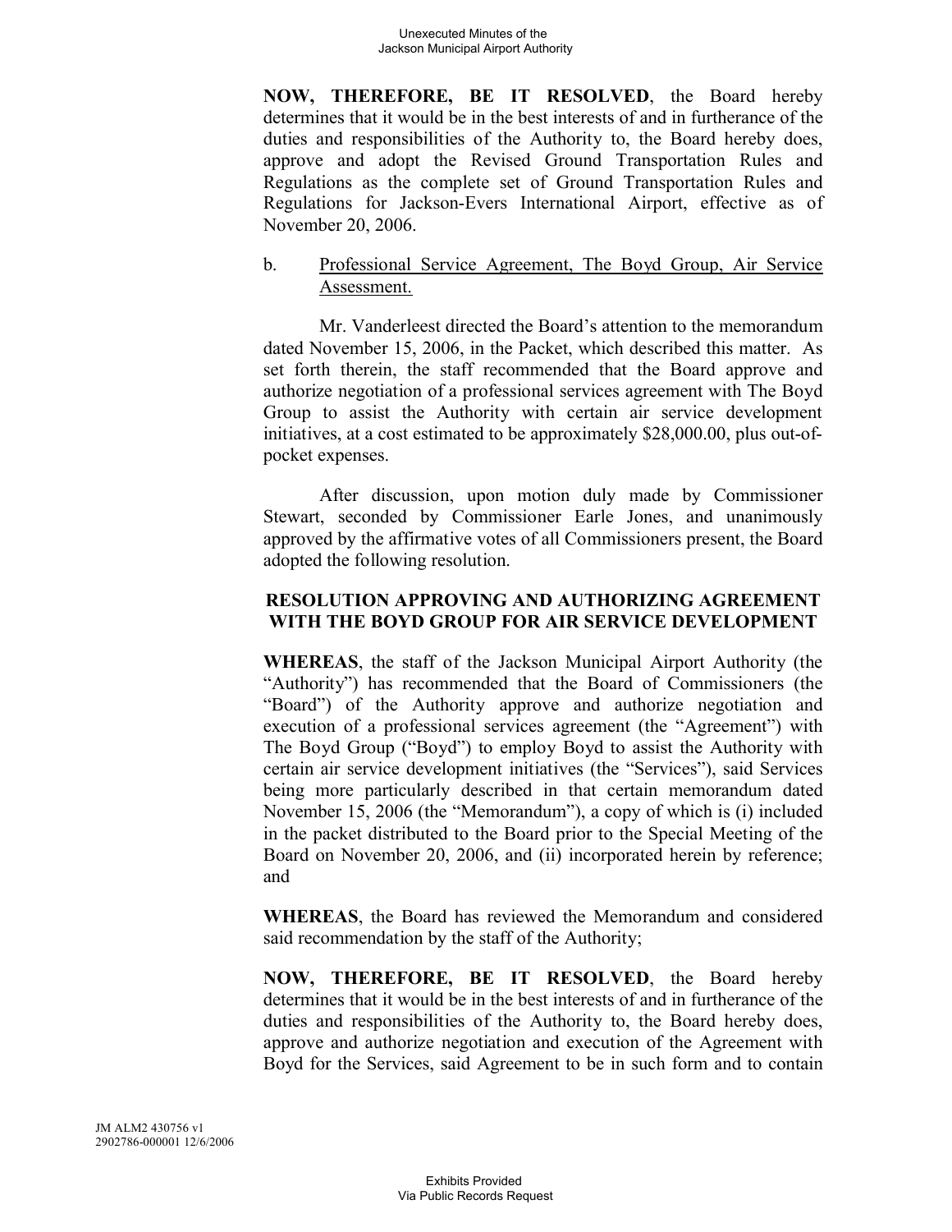**NOW, THEREFORE, BE IT RESOLVED**, the Board hereby determines that it would be in the best interests of and in furtherance of the duties and responsibilities of the Authority to, the Board hereby does, approve and adopt the Revised Ground Transportation Rules and Regulations as the complete set of Ground Transportation Rules and Regulations for Jackson-Evers International Airport, effective as of November 20, 2006.

b. Professional Service Agreement, The Boyd Group, Air Service Assessment.

Mr. Vanderleest directed the Board's attention to the memorandum dated November 15, 2006, in the Packet, which described this matter. As set forth therein, the staff recommended that the Board approve and authorize negotiation of a professional services agreement with The Boyd Group to assist the Authority with certain air service development initiatives, at a cost estimated to be approximately $28,000.00, plus out-of-pocket expenses.

After discussion, upon motion duly made by Commissioner Stewart, seconded by Commissioner Earle Jones, and unanimously approved by the affirmative votes of all Commissioners present, the Board adopted the following resolution.

**RESOLUTION APPROVING AND AUTHORIZING AGREEMENT WITH THE BOYD GROUP FOR AIR SERVICE DEVELOPMENT**

**WHEREAS**, the staff of the Jackson Municipal Airport Authority (the "Authority") has recommended that the Board of Commissioners (the "Board") of the Authority approve and authorize negotiation and execution of a professional services agreement (the "Agreement") with The Boyd Group ("Boyd") to employ Boyd to assist the Authority with certain air service development initiatives (the "Services"), said Services being more particularly described in that certain memorandum dated November 15, 2006 (the "Memorandum"), a copy of which is (i) included in the packet distributed to the Board prior to the Special Meeting of the Board on November 20, 2006, and (ii) incorporated herein by reference; and

**WHEREAS**, the Board has reviewed the Memorandum and considered said recommendation by the staff of the Authority;

**NOW, THEREFORE, BE IT RESOLVED**, the Board hereby determines that it would be in the best interests of and in furtherance of the duties and responsibilities of the Authority to, the Board hereby does, approve and authorize negotiation and execution of the Agreement with Boyd for the Services, said Agreement to be in such form and to contain

JM ALM2 430756 v1
2902786-000001 12/6/2006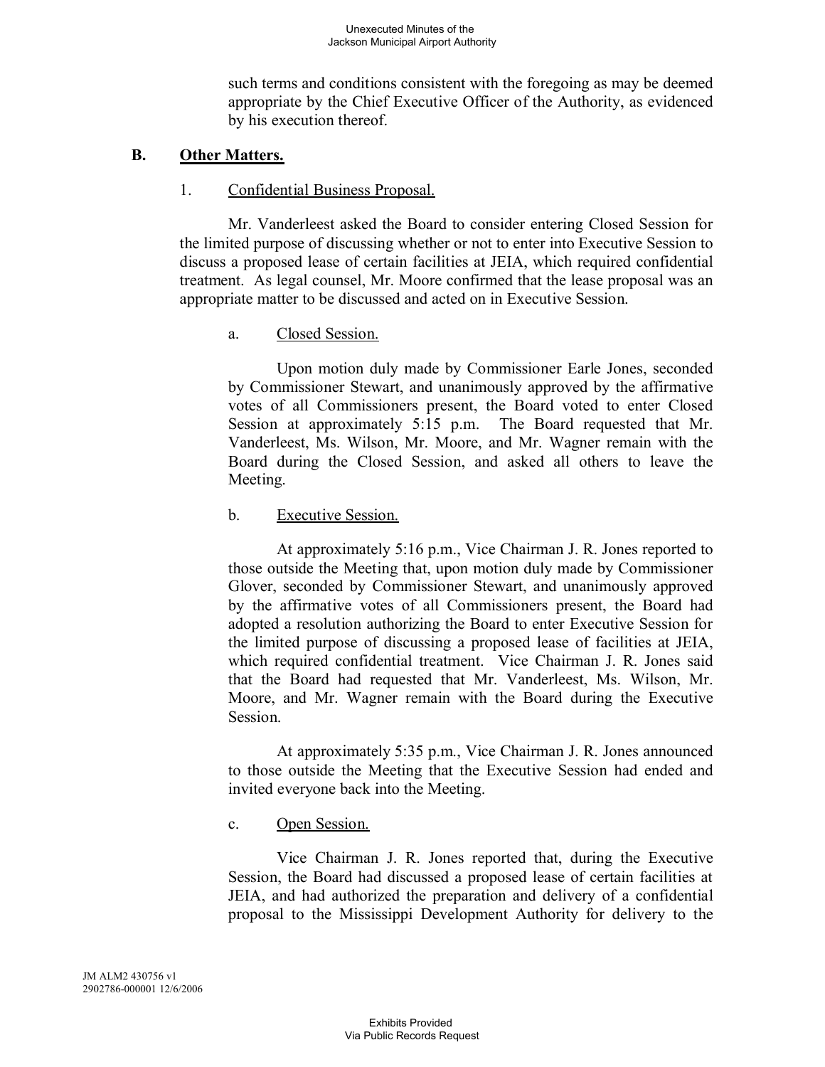such terms and conditions consistent with the foregoing as may be deemed appropriate by the Chief Executive Officer of the Authority, as evidenced by his execution thereof.

## B. Other Matters.

1. Confidential Business Proposal.

Mr. Vanderleest asked the Board to consider entering Closed Session for the limited purpose of discussing whether or not to enter into Executive Session to discuss a proposed lease of certain facilities at JEIA, which required confidential treatment. As legal counsel, Mr. Moore confirmed that the lease proposal was an appropriate matter to be discussed and acted on in Executive Session.

a. Closed Session.

Upon motion duly made by Commissioner Earle Jones, seconded by Commissioner Stewart, and unanimously approved by the affirmative votes of all Commissioners present, the Board voted to enter Closed Session at approximately 5:15 p.m. The Board requested that Mr. Vanderleest, Ms. Wilson, Mr. Moore, and Mr. Wagner remain with the Board during the Closed Session, and asked all others to leave the Meeting.

b. Executive Session.

At approximately 5:16 p.m., Vice Chairman J. R. Jones reported to those outside the Meeting that, upon motion duly made by Commissioner Glover, seconded by Commissioner Stewart, and unanimously approved by the affirmative votes of all Commissioners present, the Board had adopted a resolution authorizing the Board to enter Executive Session for the limited purpose of discussing a proposed lease of facilities at JEIA, which required confidential treatment. Vice Chairman J. R. Jones said that the Board had requested that Mr. Vanderleest, Ms. Wilson, Mr. Moore, and Mr. Wagner remain with the Board during the Executive Session.

At approximately 5:35 p.m., Vice Chairman J. R. Jones announced to those outside the Meeting that the Executive Session had ended and invited everyone back into the Meeting.

c. Open Session.

Vice Chairman J. R. Jones reported that, during the Executive Session, the Board had discussed a proposed lease of certain facilities at JEIA, and had authorized the preparation and delivery of a confidential proposal to the Mississippi Development Authority for delivery to the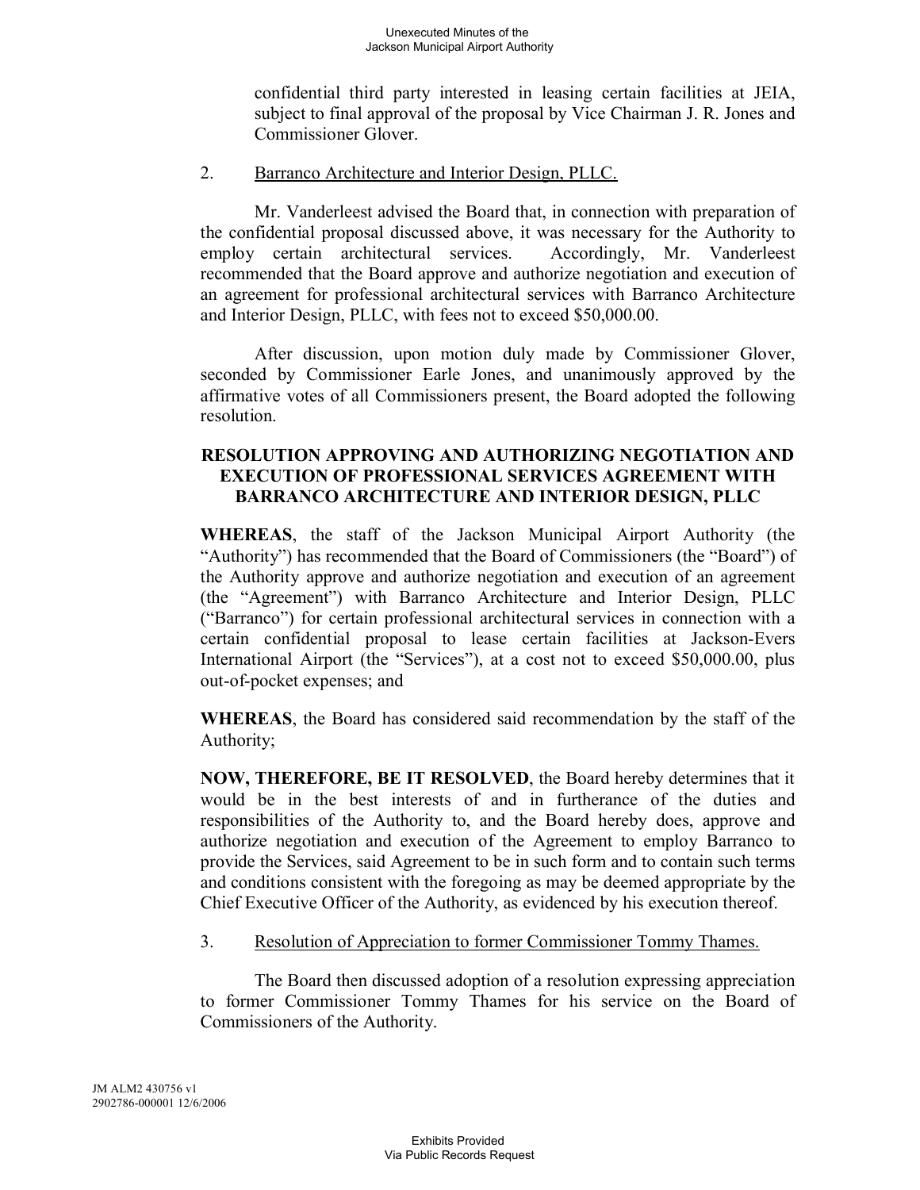confidential third party interested in leasing certain facilities at JEIA, subject to final approval of the proposal by Vice Chairman J. R. Jones and Commissioner Glover.

2. Barranco Architecture and Interior Design, PLLC.

Mr. Vanderleest advised the Board that, in connection with preparation of the confidential proposal discussed above, it was necessary for the Authority to employ certain architectural services. Accordingly, Mr. Vanderleest recommended that the Board approve and authorize negotiation and execution of an agreement for professional architectural services with Barranco Architecture and Interior Design, PLLC, with fees not to exceed $50,000.00.

After discussion, upon motion duly made by Commissioner Glover, seconded by Commissioner Earle Jones, and unanimously approved by the affirmative votes of all Commissioners present, the Board adopted the following resolution.

**RESOLUTION APPROVING AND AUTHORIZING NEGOTIATION AND EXECUTION OF PROFESSIONAL SERVICES AGREEMENT WITH BARRANCO ARCHITECTURE AND INTERIOR DESIGN, PLLC**

**WHEREAS**, the staff of the Jackson Municipal Airport Authority (the "Authority") has recommended that the Board of Commissioners (the "Board") of the Authority approve and authorize negotiation and execution of an agreement (the "Agreement") with Barranco Architecture and Interior Design, PLLC ("Barranco") for certain professional architectural services in connection with a certain confidential proposal to lease certain facilities at Jackson-Evers International Airport (the "Services"), at a cost not to exceed $50,000.00, plus out-of-pocket expenses; and

**WHEREAS**, the Board has considered said recommendation by the staff of the Authority;

**NOW, THEREFORE, BE IT RESOLVED**, the Board hereby determines that it would be in the best interests of and in furtherance of the duties and responsibilities of the Authority to, and the Board hereby does, approve and authorize negotiation and execution of the Agreement to employ Barranco to provide the Services, said Agreement to be in such form and to contain such terms and conditions consistent with the foregoing as may be deemed appropriate by the Chief Executive Officer of the Authority, as evidenced by his execution thereof.

3. Resolution of Appreciation to former Commissioner Tommy Thames.

The Board then discussed adoption of a resolution expressing appreciation to former Commissioner Tommy Thames for his service on the Board of Commissioners of the Authority.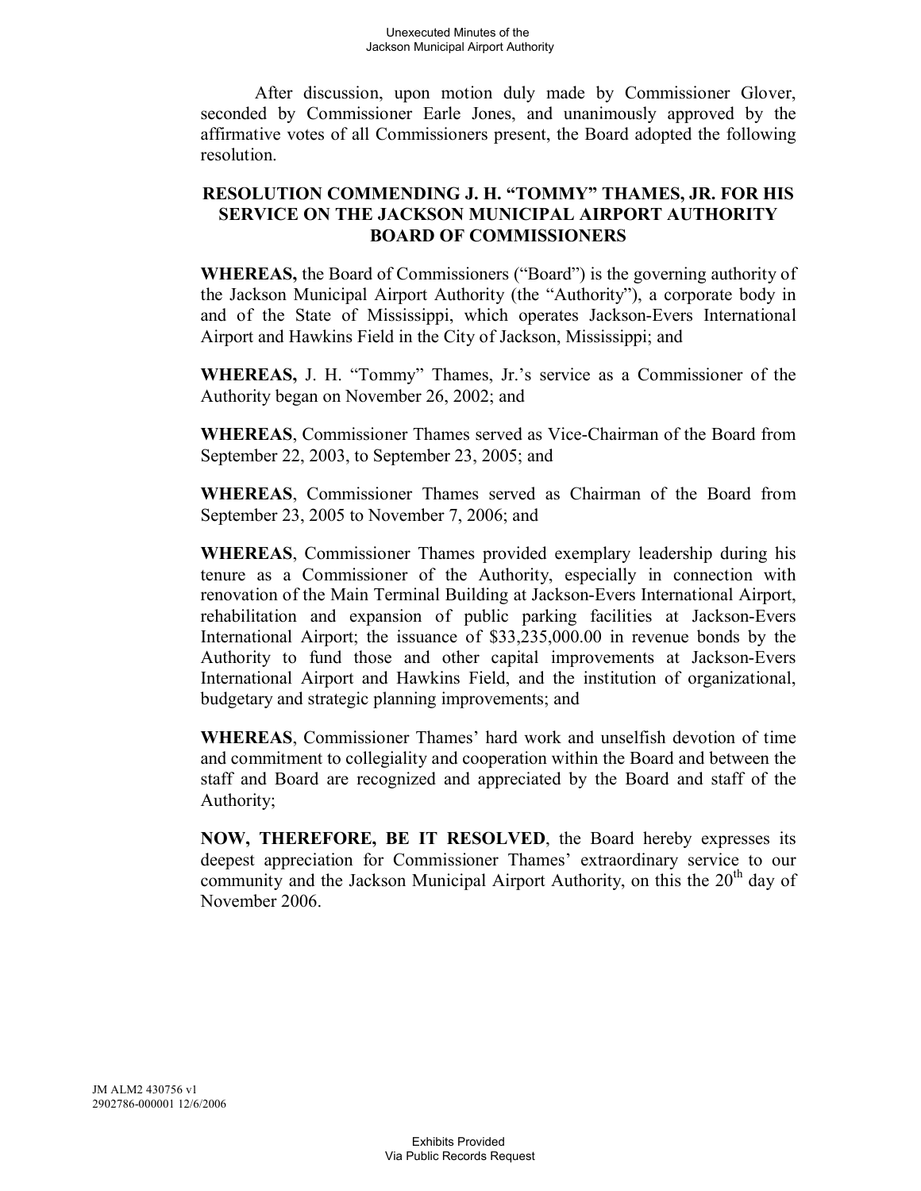After discussion, upon motion duly made by Commissioner Glover, seconded by Commissioner Earle Jones, and unanimously approved by the affirmative votes of all Commissioners present, the Board adopted the following resolution.

**RESOLUTION COMMENDING J. H. "TOMMY" THAMES, JR. FOR HIS SERVICE ON THE JACKSON MUNICIPAL AIRPORT AUTHORITY BOARD OF COMMISSIONERS**

**WHEREAS,** the Board of Commissioners ("Board") is the governing authority of the Jackson Municipal Airport Authority (the "Authority"), a corporate body in and of the State of Mississippi, which operates Jackson-Evers International Airport and Hawkins Field in the City of Jackson, Mississippi; and

**WHEREAS,** J. H. "Tommy" Thames, Jr.'s service as a Commissioner of the Authority began on November 26, 2002; and

**WHEREAS**, Commissioner Thames served as Vice-Chairman of the Board from September 22, 2003, to September 23, 2005; and

**WHEREAS**, Commissioner Thames served as Chairman of the Board from September 23, 2005 to November 7, 2006; and

**WHEREAS**, Commissioner Thames provided exemplary leadership during his tenure as a Commissioner of the Authority, especially in connection with renovation of the Main Terminal Building at Jackson-Evers International Airport, rehabilitation and expansion of public parking facilities at Jackson-Evers International Airport; the issuance of $33,235,000.00 in revenue bonds by the Authority to fund those and other capital improvements at Jackson-Evers International Airport and Hawkins Field, and the institution of organizational, budgetary and strategic planning improvements; and

**WHEREAS**, Commissioner Thames' hard work and unselfish devotion of time and commitment to collegiality and cooperation within the Board and between the staff and Board are recognized and appreciated by the Board and staff of the Authority;

**NOW, THEREFORE, BE IT RESOLVED**, the Board hereby expresses its deepest appreciation for Commissioner Thames' extraordinary service to our community and the Jackson Municipal Airport Authority, on this the 20th day of November 2006.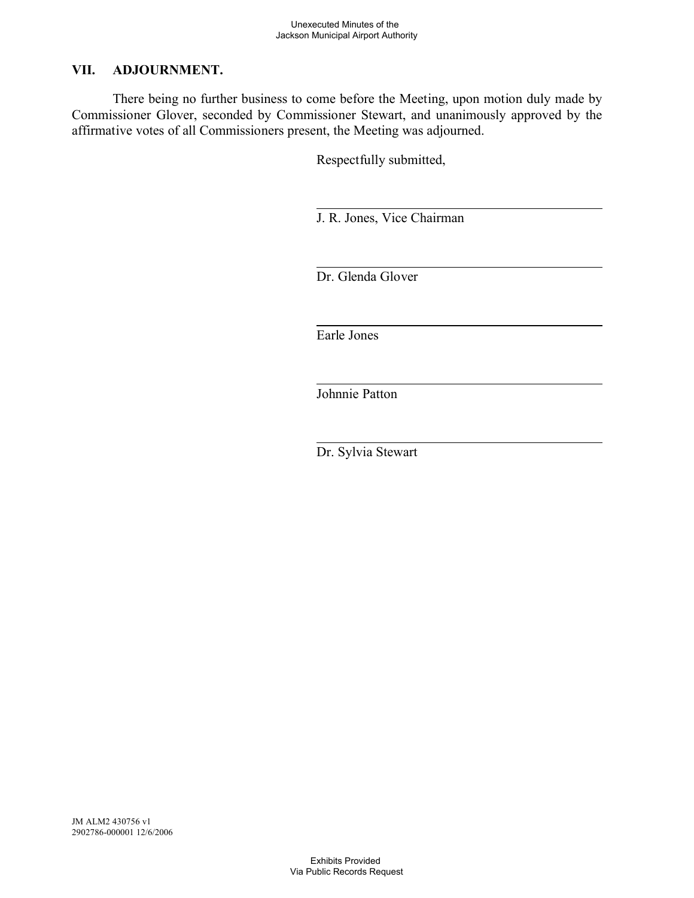## VII. ADJOURNMENT.

There being no further business to come before the Meeting, upon motion duly made by Commissioner Glover, seconded by Commissioner Stewart, and unanimously approved by the affirmative votes of all Commissioners present, the Meeting was adjourned.

Respectfully submitted,

\_\_\_\_\_\_\_\_\_\_\_\_\_\_\_\_\_\_\_\_\_\_\_\_\_\_\_\_\_\_\_\_\_\_\_\_\_\_\_\_

J. R. Jones, Vice Chairman

\_\_\_\_\_\_\_\_\_\_\_\_\_\_\_\_\_\_\_\_\_\_\_\_\_\_\_\_\_\_\_\_\_\_\_\_\_\_\_\_

Dr. Glenda Glover

\_\_\_\_\_\_\_\_\_\_\_\_\_\_\_\_\_\_\_\_\_\_\_\_\_\_\_\_\_\_\_\_\_\_\_\_\_\_\_\_

Earle Jones

\_\_\_\_\_\_\_\_\_\_\_\_\_\_\_\_\_\_\_\_\_\_\_\_\_\_\_\_\_\_\_\_\_\_\_\_\_\_\_\_

Johnnie Patton

\_\_\_\_\_\_\_\_\_\_\_\_\_\_\_\_\_\_\_\_\_\_\_\_\_\_\_\_\_\_\_\_\_\_\_\_\_\_\_\_

Dr. Sylvia Stewart

JM ALM2 430756 v1
2902786-000001 12/6/2006